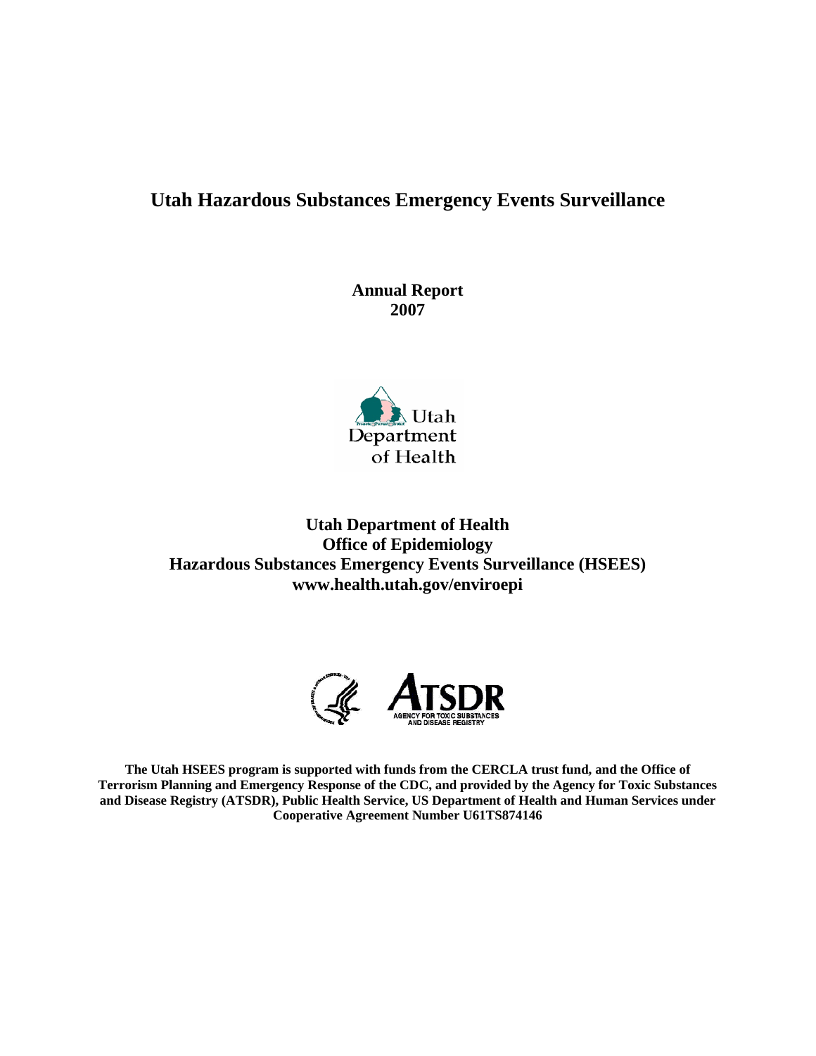# Utah Hazardous Substances Emergency Events Surveillance

**Annual Report**
**2007**

**Utah Department of Health**
**Office of Epidemiology**
**Hazardous Substances Emergency Events Surveillance (HSEES)**
**www.health.utah.gov/enviroepi**

**The Utah HSEES program is supported with funds from the CERCLA trust fund, and the Office of Terrorism Planning and Emergency Response of the CDC, and provided by the Agency for Toxic Substances and Disease Registry (ATSDR), Public Health Service, US Department of Health and Human Services under Cooperative Agreement Number U61TS874146**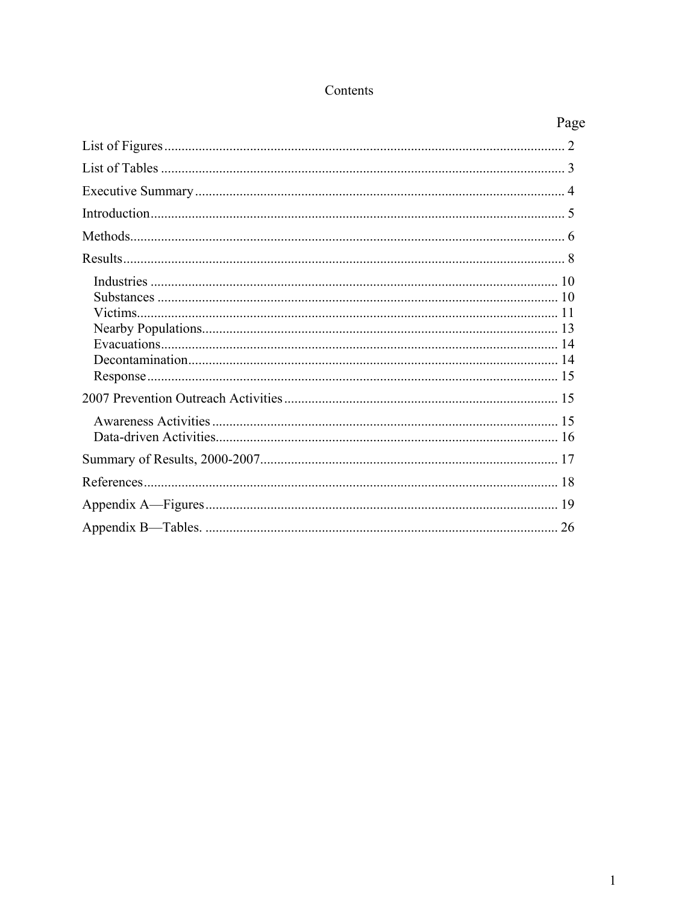# Contents

| | Page |
|---|---|
| List of Figures | 2 |
| List of Tables | 3 |
| Executive Summary | 4 |
| Introduction | 5 |
| Methods | 6 |
| Results | 8 |
| Industries | 10 |
| Substances | 10 |
| Victims | 11 |
| Nearby Populations | 13 |
| Evacuations | 14 |
| Decontamination | 14 |
| Response | 15 |
| 2007 Prevention Outreach Activities | 15 |
| Awareness Activities | 15 |
| Data-driven Activities | 16 |
| Summary of Results, 2000-2007 | 17 |
| References | 18 |
| Appendix A—Figures | 19 |
| Appendix B—Tables. | 26 |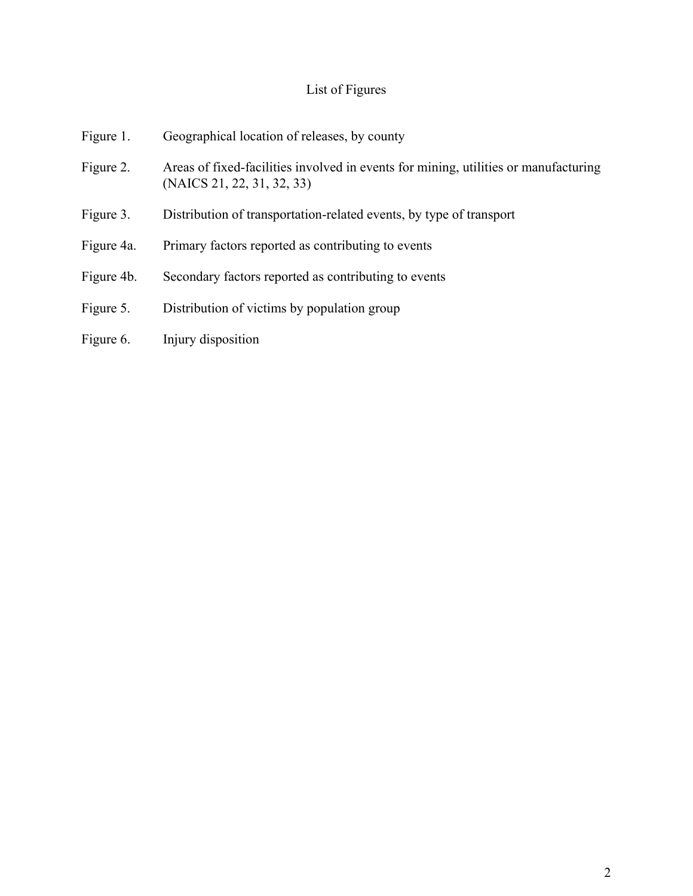# List of Figures

| | |
|---|---|
| Figure 1. | Geographical location of releases, by county |
| Figure 2. | Areas of fixed-facilities involved in events for mining, utilities or manufacturing (NAICS 21, 22, 31, 32, 33) |
| Figure 3. | Distribution of transportation-related events, by type of transport |
| Figure 4a. | Primary factors reported as contributing to events |
| Figure 4b. | Secondary factors reported as contributing to events |
| Figure 5. | Distribution of victims by population group |
| Figure 6. | Injury disposition |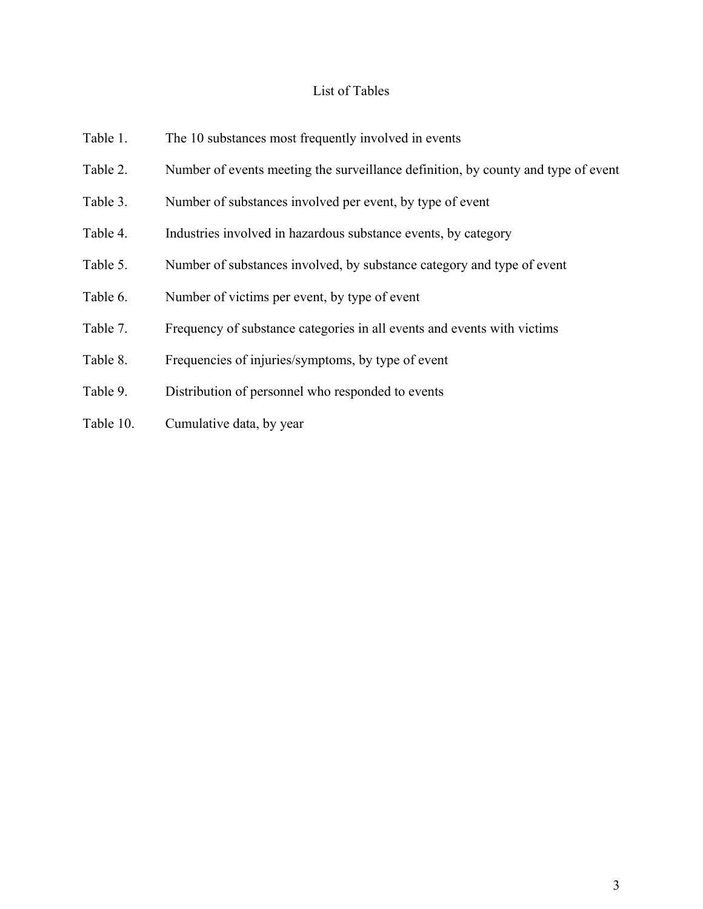# List of Tables

| | |
|---|---|
| Table 1. | The 10 substances most frequently involved in events |
| Table 2. | Number of events meeting the surveillance definition, by county and type of event |
| Table 3. | Number of substances involved per event, by type of event |
| Table 4. | Industries involved in hazardous substance events, by category |
| Table 5. | Number of substances involved, by substance category and type of event |
| Table 6. | Number of victims per event, by type of event |
| Table 7. | Frequency of substance categories in all events and events with victims |
| Table 8. | Frequencies of injuries/symptoms, by type of event |
| Table 9. | Distribution of personnel who responded to events |
| Table 10. | Cumulative data, by year |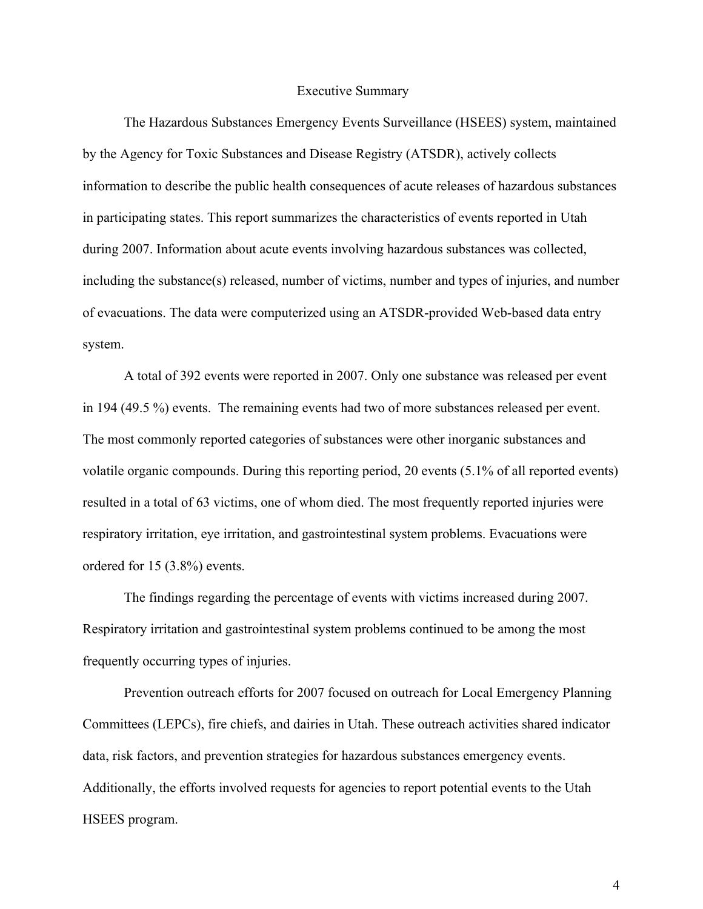# Executive Summary

The Hazardous Substances Emergency Events Surveillance (HSEES) system, maintained by the Agency for Toxic Substances and Disease Registry (ATSDR), actively collects information to describe the public health consequences of acute releases of hazardous substances in participating states. This report summarizes the characteristics of events reported in Utah during 2007. Information about acute events involving hazardous substances was collected, including the substance(s) released, number of victims, number and types of injuries, and number of evacuations. The data were computerized using an ATSDR-provided Web-based data entry system.

A total of 392 events were reported in 2007. Only one substance was released per event in 194 (49.5 %) events. The remaining events had two of more substances released per event. The most commonly reported categories of substances were other inorganic substances and volatile organic compounds. During this reporting period, 20 events (5.1% of all reported events) resulted in a total of 63 victims, one of whom died. The most frequently reported injuries were respiratory irritation, eye irritation, and gastrointestinal system problems. Evacuations were ordered for 15 (3.8%) events.

The findings regarding the percentage of events with victims increased during 2007. Respiratory irritation and gastrointestinal system problems continued to be among the most frequently occurring types of injuries.

Prevention outreach efforts for 2007 focused on outreach for Local Emergency Planning Committees (LEPCs), fire chiefs, and dairies in Utah. These outreach activities shared indicator data, risk factors, and prevention strategies for hazardous substances emergency events. Additionally, the efforts involved requests for agencies to report potential events to the Utah HSEES program.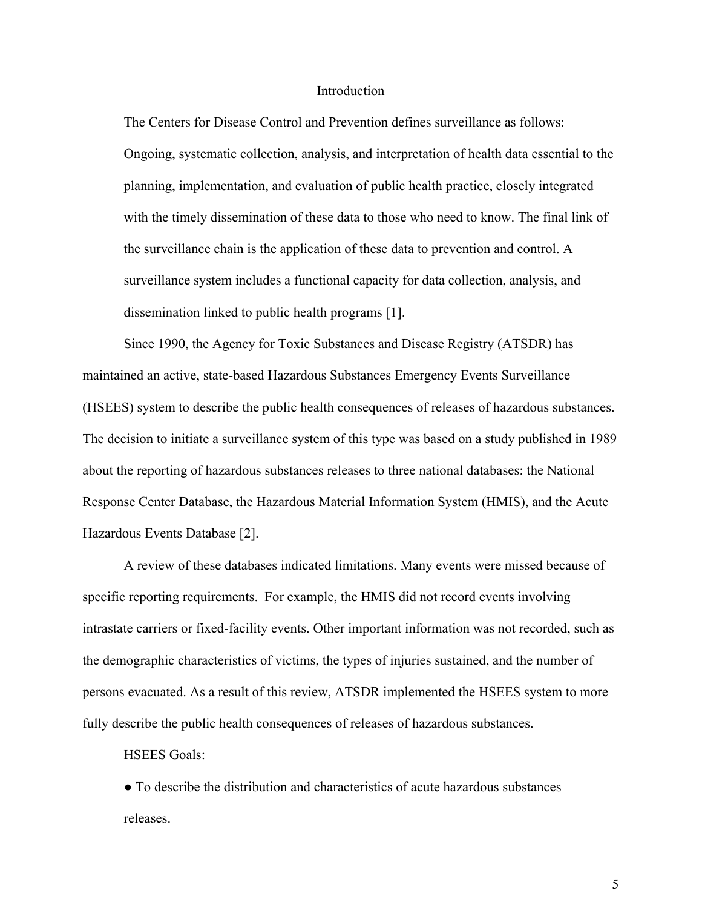# Introduction

> The Centers for Disease Control and Prevention defines surveillance as follows: Ongoing, systematic collection, analysis, and interpretation of health data essential to the planning, implementation, and evaluation of public health practice, closely integrated with the timely dissemination of these data to those who need to know. The final link of the surveillance chain is the application of these data to prevention and control. A surveillance system includes a functional capacity for data collection, analysis, and dissemination linked to public health programs [1].

Since 1990, the Agency for Toxic Substances and Disease Registry (ATSDR) has maintained an active, state-based Hazardous Substances Emergency Events Surveillance (HSEES) system to describe the public health consequences of releases of hazardous substances. The decision to initiate a surveillance system of this type was based on a study published in 1989 about the reporting of hazardous substances releases to three national databases: the National Response Center Database, the Hazardous Material Information System (HMIS), and the Acute Hazardous Events Database [2].

A review of these databases indicated limitations. Many events were missed because of specific reporting requirements. For example, the HMIS did not record events involving intrastate carriers or fixed-facility events. Other important information was not recorded, such as the demographic characteristics of victims, the types of injuries sustained, and the number of persons evacuated. As a result of this review, ATSDR implemented the HSEES system to more fully describe the public health consequences of releases of hazardous substances.

HSEES Goals:

- To describe the distribution and characteristics of acute hazardous substances releases.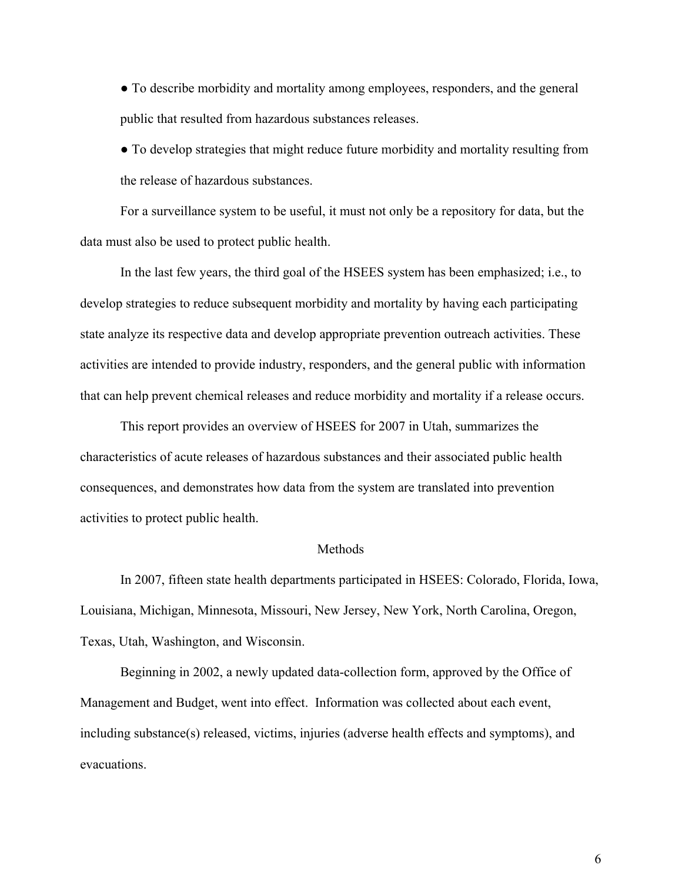- To describe morbidity and mortality among employees, responders, and the general public that resulted from hazardous substances releases.
- To develop strategies that might reduce future morbidity and mortality resulting from the release of hazardous substances.

For a surveillance system to be useful, it must not only be a repository for data, but the data must also be used to protect public health.

In the last few years, the third goal of the HSEES system has been emphasized; i.e., to develop strategies to reduce subsequent morbidity and mortality by having each participating state analyze its respective data and develop appropriate prevention outreach activities. These activities are intended to provide industry, responders, and the general public with information that can help prevent chemical releases and reduce morbidity and mortality if a release occurs.

This report provides an overview of HSEES for 2007 in Utah, summarizes the characteristics of acute releases of hazardous substances and their associated public health consequences, and demonstrates how data from the system are translated into prevention activities to protect public health.

## Methods

In 2007, fifteen state health departments participated in HSEES: Colorado, Florida, Iowa, Louisiana, Michigan, Minnesota, Missouri, New Jersey, New York, North Carolina, Oregon, Texas, Utah, Washington, and Wisconsin.

Beginning in 2002, a newly updated data-collection form, approved by the Office of Management and Budget, went into effect. Information was collected about each event, including substance(s) released, victims, injuries (adverse health effects and symptoms), and evacuations.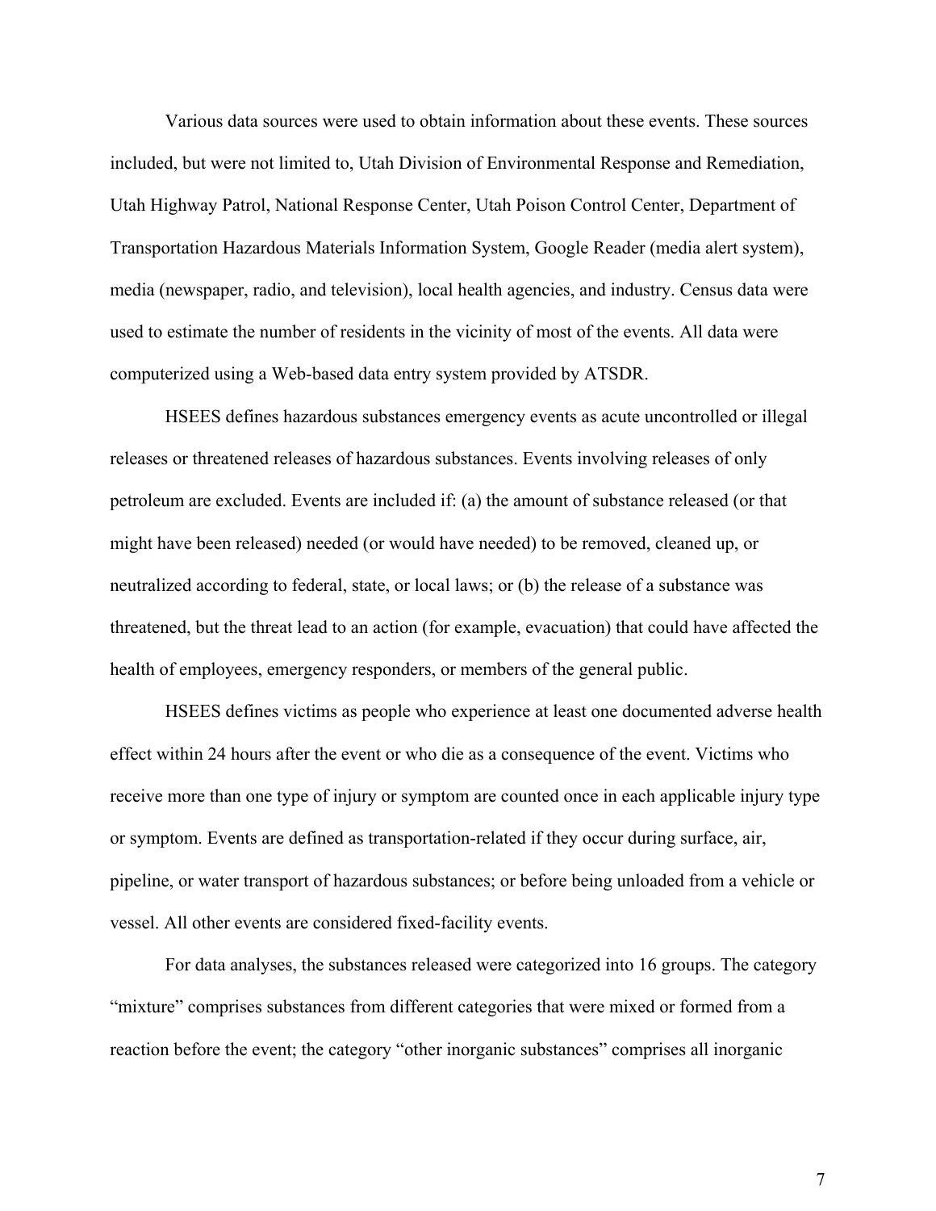Various data sources were used to obtain information about these events. These sources included, but were not limited to, Utah Division of Environmental Response and Remediation, Utah Highway Patrol, National Response Center, Utah Poison Control Center, Department of Transportation Hazardous Materials Information System, Google Reader (media alert system), media (newspaper, radio, and television), local health agencies, and industry. Census data were used to estimate the number of residents in the vicinity of most of the events. All data were computerized using a Web-based data entry system provided by ATSDR.

HSEES defines hazardous substances emergency events as acute uncontrolled or illegal releases or threatened releases of hazardous substances. Events involving releases of only petroleum are excluded. Events are included if: (a) the amount of substance released (or that might have been released) needed (or would have needed) to be removed, cleaned up, or neutralized according to federal, state, or local laws; or (b) the release of a substance was threatened, but the threat lead to an action (for example, evacuation) that could have affected the health of employees, emergency responders, or members of the general public.

HSEES defines victims as people who experience at least one documented adverse health effect within 24 hours after the event or who die as a consequence of the event. Victims who receive more than one type of injury or symptom are counted once in each applicable injury type or symptom. Events are defined as transportation-related if they occur during surface, air, pipeline, or water transport of hazardous substances; or before being unloaded from a vehicle or vessel. All other events are considered fixed-facility events.

For data analyses, the substances released were categorized into 16 groups. The category "mixture" comprises substances from different categories that were mixed or formed from a reaction before the event; the category "other inorganic substances" comprises all inorganic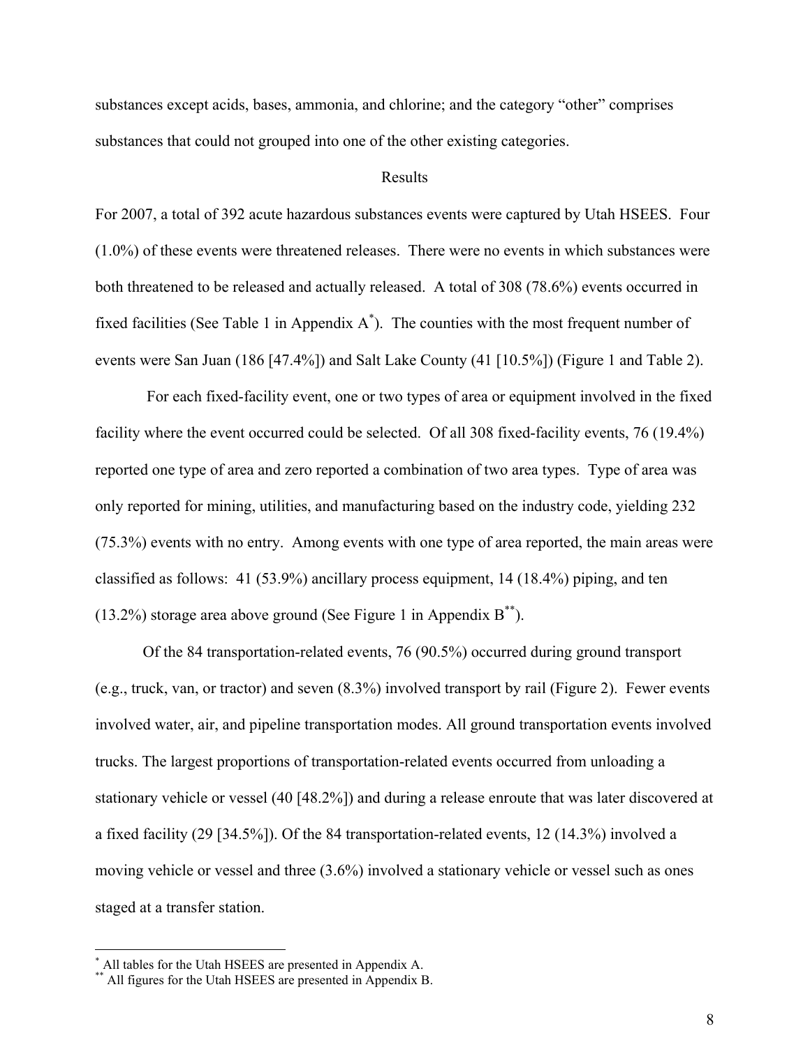substances except acids, bases, ammonia, and chlorine; and the category "other" comprises substances that could not grouped into one of the other existing categories.

## Results

For 2007, a total of 392 acute hazardous substances events were captured by Utah HSEES. Four (1.0%) of these events were threatened releases. There were no events in which substances were both threatened to be released and actually released. A total of 308 (78.6%) events occurred in fixed facilities (See Table 1 in Appendix A*). The counties with the most frequent number of events were San Juan (186 [47.4%]) and Salt Lake County (41 [10.5%]) (Figure 1 and Table 2).

For each fixed-facility event, one or two types of area or equipment involved in the fixed facility where the event occurred could be selected. Of all 308 fixed-facility events, 76 (19.4%) reported one type of area and zero reported a combination of two area types. Type of area was only reported for mining, utilities, and manufacturing based on the industry code, yielding 232 (75.3%) events with no entry. Among events with one type of area reported, the main areas were classified as follows: 41 (53.9%) ancillary process equipment, 14 (18.4%) piping, and ten (13.2%) storage area above ground (See Figure 1 in Appendix B**).

Of the 84 transportation-related events, 76 (90.5%) occurred during ground transport (e.g., truck, van, or tractor) and seven (8.3%) involved transport by rail (Figure 2). Fewer events involved water, air, and pipeline transportation modes. All ground transportation events involved trucks. The largest proportions of transportation-related events occurred from unloading a stationary vehicle or vessel (40 [48.2%]) and during a release enroute that was later discovered at a fixed facility (29 [34.5%]). Of the 84 transportation-related events, 12 (14.3%) involved a moving vehicle or vessel and three (3.6%) involved a stationary vehicle or vessel such as ones staged at a transfer station.

---

* All tables for the Utah HSEES are presented in Appendix A.

** All figures for the Utah HSEES are presented in Appendix B.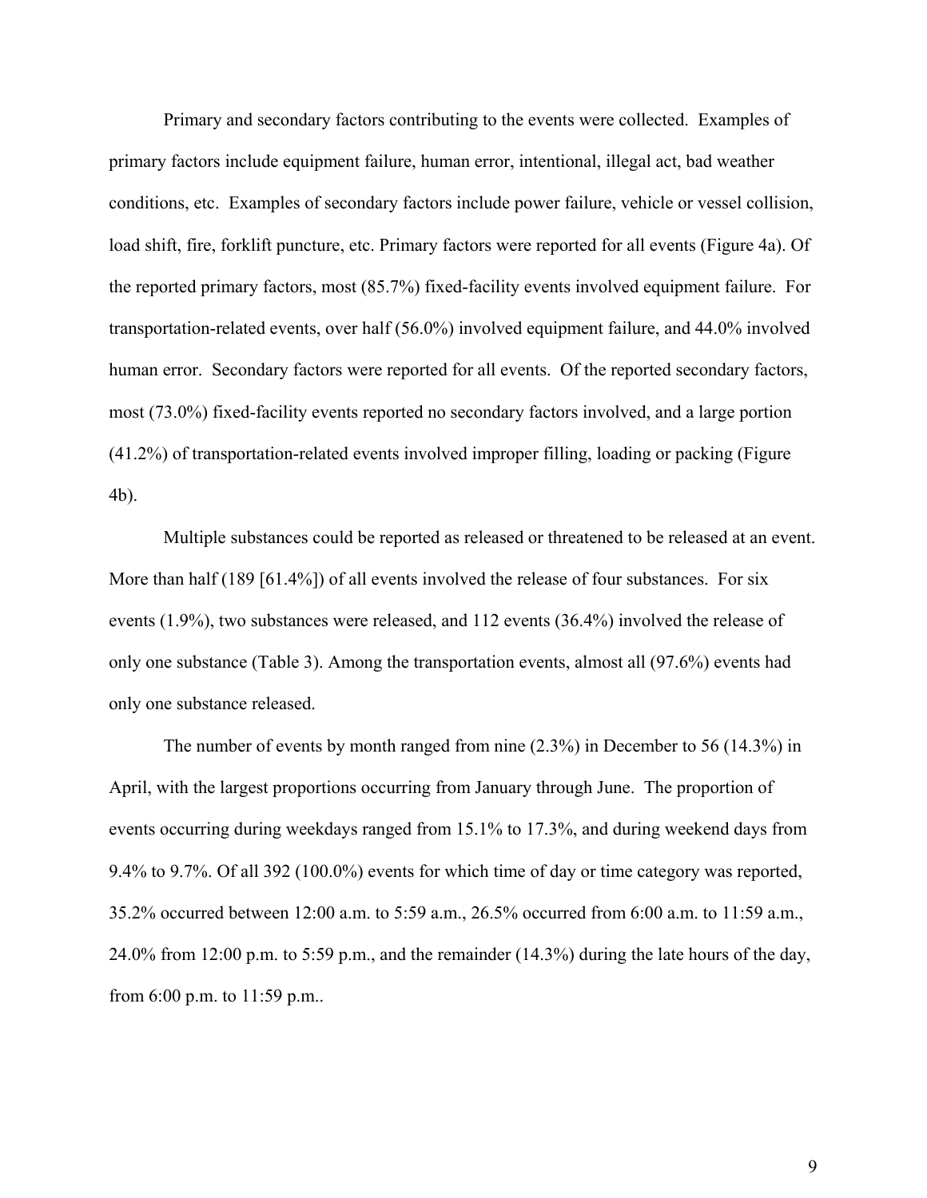Primary and secondary factors contributing to the events were collected. Examples of primary factors include equipment failure, human error, intentional, illegal act, bad weather conditions, etc. Examples of secondary factors include power failure, vehicle or vessel collision, load shift, fire, forklift puncture, etc. Primary factors were reported for all events (Figure 4a). Of the reported primary factors, most (85.7%) fixed-facility events involved equipment failure. For transportation-related events, over half (56.0%) involved equipment failure, and 44.0% involved human error. Secondary factors were reported for all events. Of the reported secondary factors, most (73.0%) fixed-facility events reported no secondary factors involved, and a large portion (41.2%) of transportation-related events involved improper filling, loading or packing (Figure 4b).

Multiple substances could be reported as released or threatened to be released at an event. More than half (189 [61.4%]) of all events involved the release of four substances. For six events (1.9%), two substances were released, and 112 events (36.4%) involved the release of only one substance (Table 3). Among the transportation events, almost all (97.6%) events had only one substance released.

The number of events by month ranged from nine (2.3%) in December to 56 (14.3%) in April, with the largest proportions occurring from January through June. The proportion of events occurring during weekdays ranged from 15.1% to 17.3%, and during weekend days from 9.4% to 9.7%. Of all 392 (100.0%) events for which time of day or time category was reported, 35.2% occurred between 12:00 a.m. to 5:59 a.m., 26.5% occurred from 6:00 a.m. to 11:59 a.m., 24.0% from 12:00 p.m. to 5:59 p.m., and the remainder (14.3%) during the late hours of the day, from 6:00 p.m. to 11:59 p.m..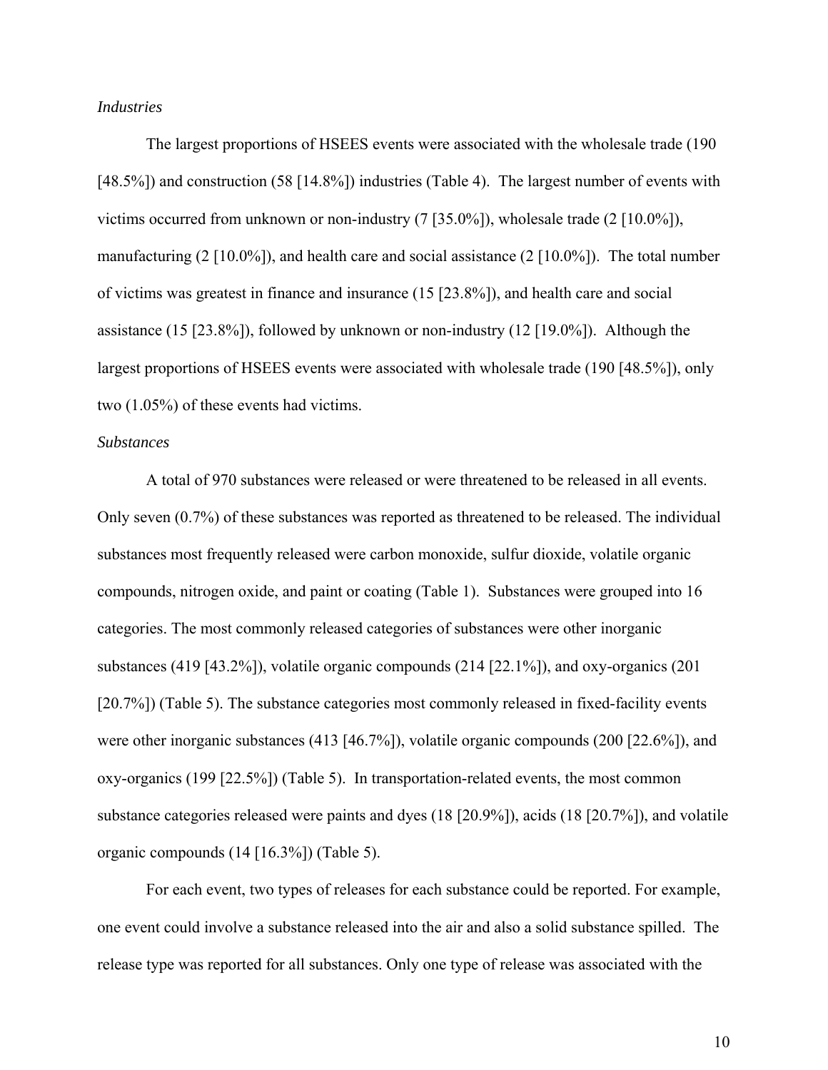*Industries*

The largest proportions of HSEES events were associated with the wholesale trade (190 [48.5%]) and construction (58 [14.8%]) industries (Table 4). The largest number of events with victims occurred from unknown or non-industry (7 [35.0%]), wholesale trade (2 [10.0%]), manufacturing (2 [10.0%]), and health care and social assistance (2 [10.0%]). The total number of victims was greatest in finance and insurance (15 [23.8%]), and health care and social assistance (15 [23.8%]), followed by unknown or non-industry (12 [19.0%]). Although the largest proportions of HSEES events were associated with wholesale trade (190 [48.5%]), only two (1.05%) of these events had victims.

*Substances*

A total of 970 substances were released or were threatened to be released in all events. Only seven (0.7%) of these substances was reported as threatened to be released. The individual substances most frequently released were carbon monoxide, sulfur dioxide, volatile organic compounds, nitrogen oxide, and paint or coating (Table 1). Substances were grouped into 16 categories. The most commonly released categories of substances were other inorganic substances (419 [43.2%]), volatile organic compounds (214 [22.1%]), and oxy-organics (201 [20.7%]) (Table 5). The substance categories most commonly released in fixed-facility events were other inorganic substances (413 [46.7%]), volatile organic compounds (200 [22.6%]), and oxy-organics (199 [22.5%]) (Table 5). In transportation-related events, the most common substance categories released were paints and dyes (18 [20.9%]), acids (18 [20.7%]), and volatile organic compounds (14 [16.3%]) (Table 5).

For each event, two types of releases for each substance could be reported. For example, one event could involve a substance released into the air and also a solid substance spilled. The release type was reported for all substances. Only one type of release was associated with the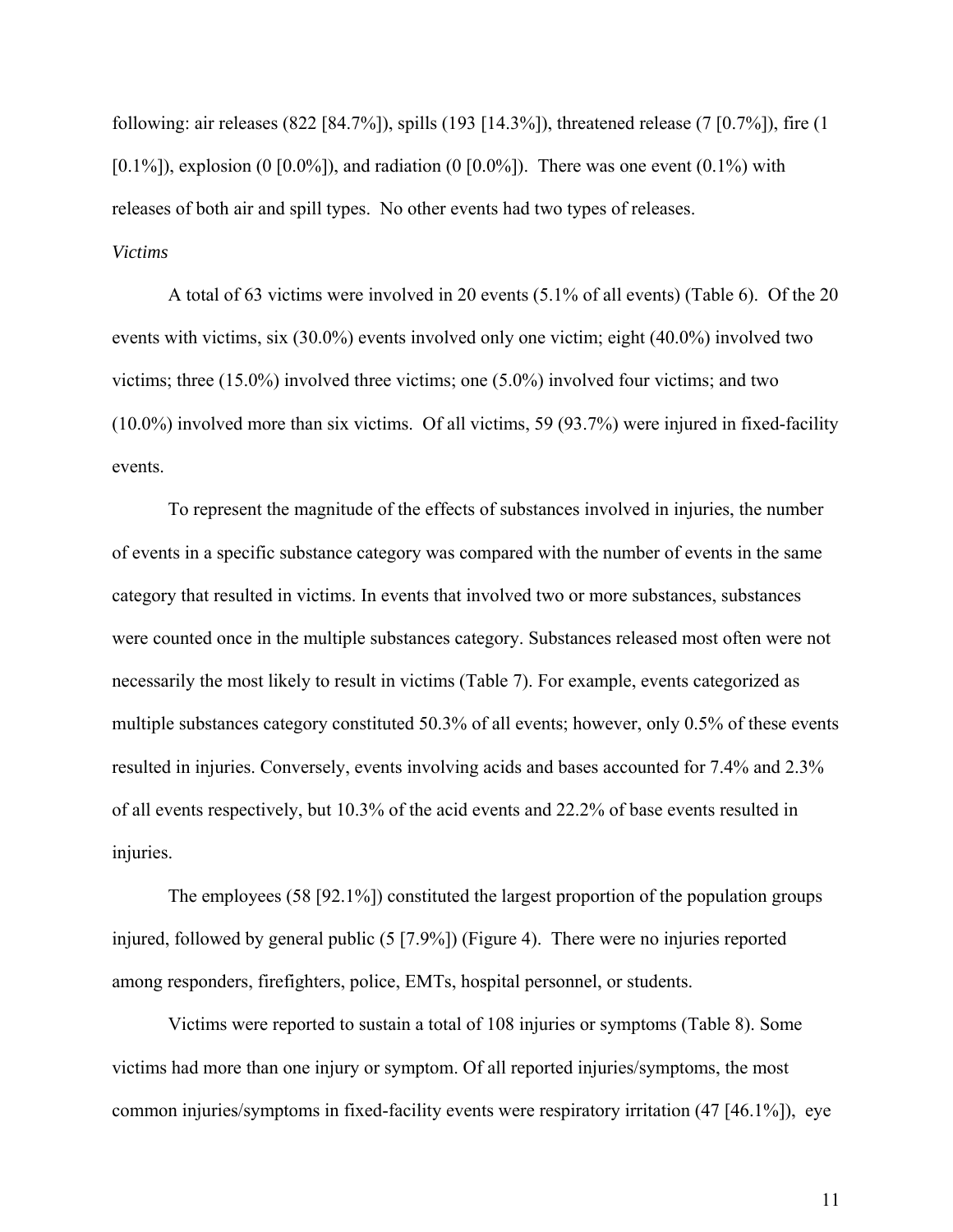following: air releases (822 [84.7%]), spills (193 [14.3%]), threatened release (7 [0.7%]), fire (1 [0.1%]), explosion (0 [0.0%]), and radiation (0 [0.0%]). There was one event (0.1%) with releases of both air and spill types. No other events had two types of releases.

*Victims*

A total of 63 victims were involved in 20 events (5.1% of all events) (Table 6). Of the 20 events with victims, six (30.0%) events involved only one victim; eight (40.0%) involved two victims; three (15.0%) involved three victims; one (5.0%) involved four victims; and two (10.0%) involved more than six victims. Of all victims, 59 (93.7%) were injured in fixed-facility events.

To represent the magnitude of the effects of substances involved in injuries, the number of events in a specific substance category was compared with the number of events in the same category that resulted in victims. In events that involved two or more substances, substances were counted once in the multiple substances category. Substances released most often were not necessarily the most likely to result in victims (Table 7). For example, events categorized as multiple substances category constituted 50.3% of all events; however, only 0.5% of these events resulted in injuries. Conversely, events involving acids and bases accounted for 7.4% and 2.3% of all events respectively, but 10.3% of the acid events and 22.2% of base events resulted in injuries.

The employees (58 [92.1%]) constituted the largest proportion of the population groups injured, followed by general public (5 [7.9%]) (Figure 4). There were no injuries reported among responders, firefighters, police, EMTs, hospital personnel, or students.

Victims were reported to sustain a total of 108 injuries or symptoms (Table 8). Some victims had more than one injury or symptom. Of all reported injuries/symptoms, the most common injuries/symptoms in fixed-facility events were respiratory irritation (47 [46.1%]), eye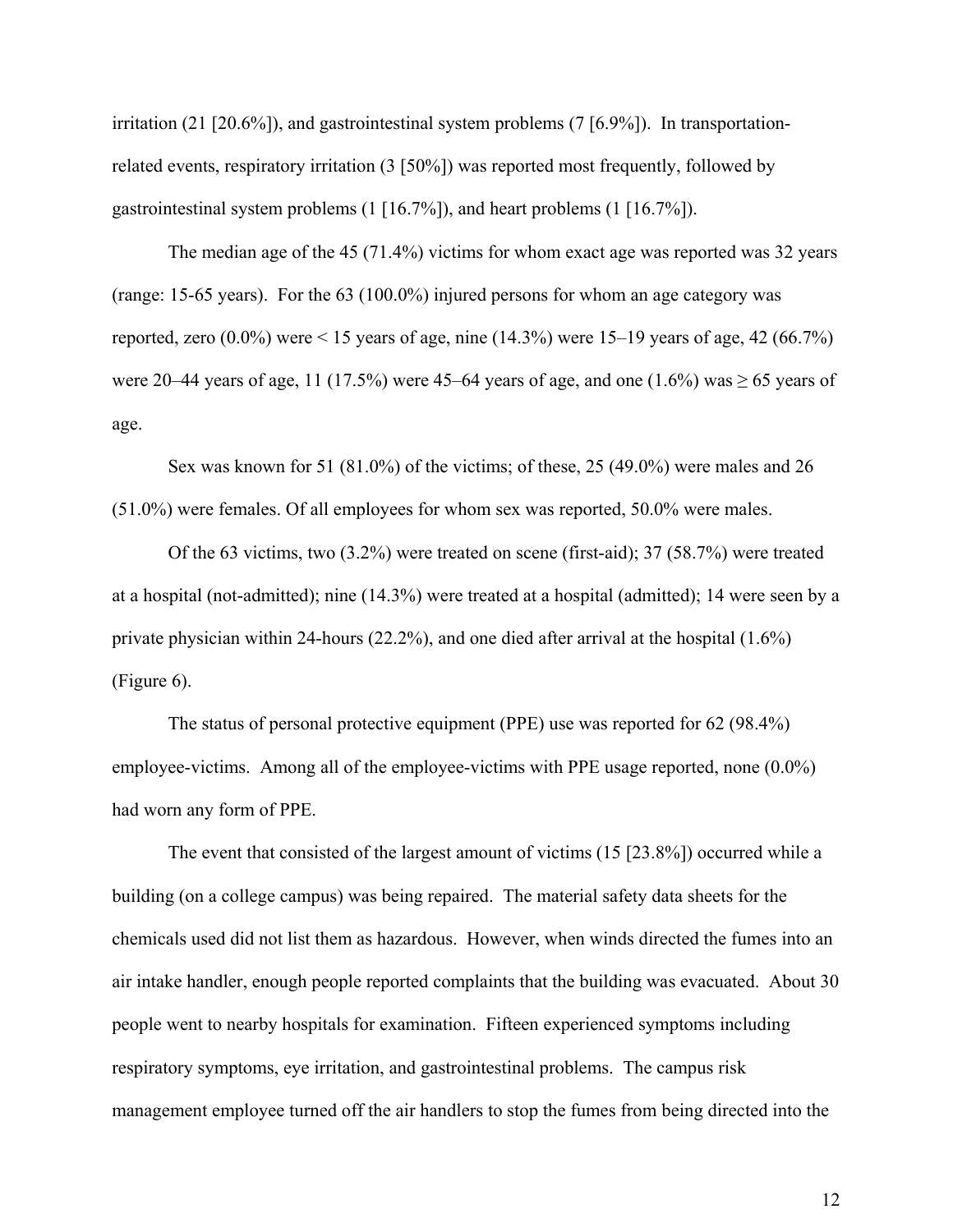irritation (21 [20.6%]), and gastrointestinal system problems (7 [6.9%]). In transportation-related events, respiratory irritation (3 [50%]) was reported most frequently, followed by gastrointestinal system problems (1 [16.7%]), and heart problems (1 [16.7%]).

The median age of the 45 (71.4%) victims for whom exact age was reported was 32 years (range: 15-65 years). For the 63 (100.0%) injured persons for whom an age category was reported, zero (0.0%) were < 15 years of age, nine (14.3%) were 15–19 years of age, 42 (66.7%) were 20–44 years of age, 11 (17.5%) were 45–64 years of age, and one (1.6%) was ≥ 65 years of age.

Sex was known for 51 (81.0%) of the victims; of these, 25 (49.0%) were males and 26 (51.0%) were females. Of all employees for whom sex was reported, 50.0% were males.

Of the 63 victims, two (3.2%) were treated on scene (first-aid); 37 (58.7%) were treated at a hospital (not-admitted); nine (14.3%) were treated at a hospital (admitted); 14 were seen by a private physician within 24-hours (22.2%), and one died after arrival at the hospital (1.6%) (Figure 6).

The status of personal protective equipment (PPE) use was reported for 62 (98.4%) employee-victims. Among all of the employee-victims with PPE usage reported, none (0.0%) had worn any form of PPE.

The event that consisted of the largest amount of victims (15 [23.8%]) occurred while a building (on a college campus) was being repaired. The material safety data sheets for the chemicals used did not list them as hazardous. However, when winds directed the fumes into an air intake handler, enough people reported complaints that the building was evacuated. About 30 people went to nearby hospitals for examination. Fifteen experienced symptoms including respiratory symptoms, eye irritation, and gastrointestinal problems. The campus risk management employee turned off the air handlers to stop the fumes from being directed into the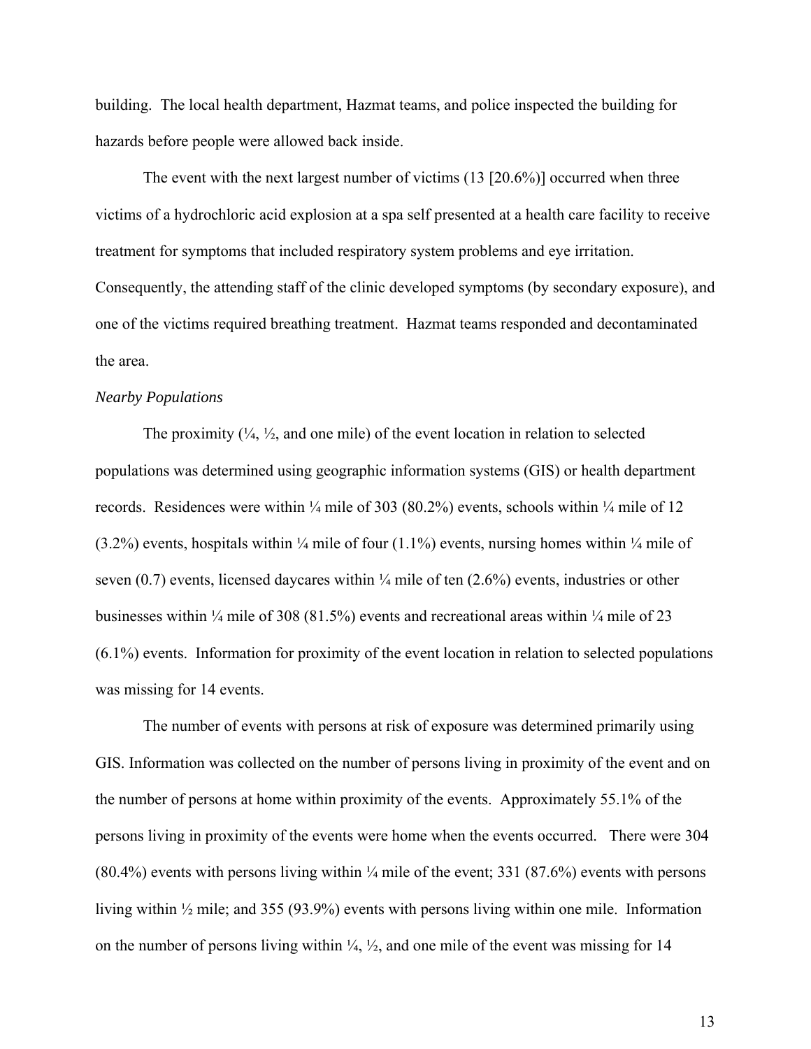building. The local health department, Hazmat teams, and police inspected the building for hazards before people were allowed back inside.

The event with the next largest number of victims (13 [20.6%)] occurred when three victims of a hydrochloric acid explosion at a spa self presented at a health care facility to receive treatment for symptoms that included respiratory system problems and eye irritation. Consequently, the attending staff of the clinic developed symptoms (by secondary exposure), and one of the victims required breathing treatment. Hazmat teams responded and decontaminated the area.

*Nearby Populations*

The proximity (¼, ½, and one mile) of the event location in relation to selected populations was determined using geographic information systems (GIS) or health department records. Residences were within ¼ mile of 303 (80.2%) events, schools within ¼ mile of 12 (3.2%) events, hospitals within ¼ mile of four (1.1%) events, nursing homes within ¼ mile of seven (0.7) events, licensed daycares within ¼ mile of ten (2.6%) events, industries or other businesses within ¼ mile of 308 (81.5%) events and recreational areas within ¼ mile of 23 (6.1%) events. Information for proximity of the event location in relation to selected populations was missing for 14 events.

The number of events with persons at risk of exposure was determined primarily using GIS. Information was collected on the number of persons living in proximity of the event and on the number of persons at home within proximity of the events. Approximately 55.1% of the persons living in proximity of the events were home when the events occurred. There were 304 (80.4%) events with persons living within ¼ mile of the event; 331 (87.6%) events with persons living within ½ mile; and 355 (93.9%) events with persons living within one mile. Information on the number of persons living within ¼, ½, and one mile of the event was missing for 14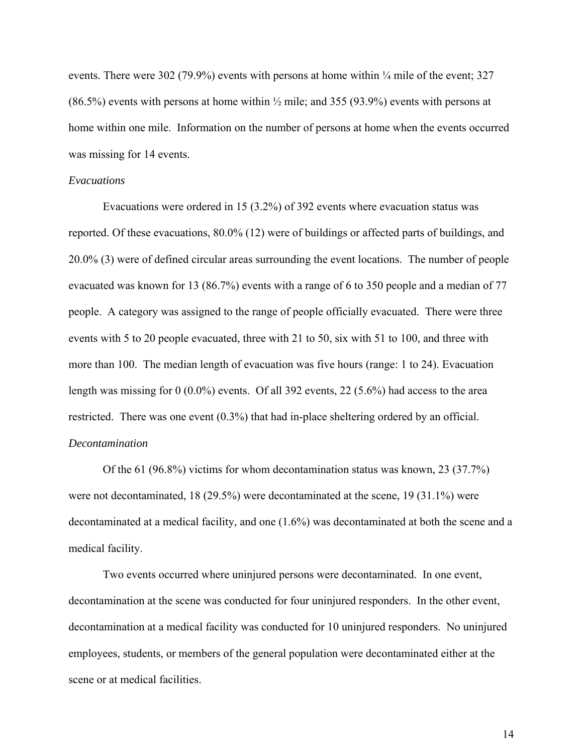events. There were 302 (79.9%) events with persons at home within ¼ mile of the event; 327 (86.5%) events with persons at home within ½ mile; and 355 (93.9%) events with persons at home within one mile. Information on the number of persons at home when the events occurred was missing for 14 events.

*Evacuations*

Evacuations were ordered in 15 (3.2%) of 392 events where evacuation status was reported. Of these evacuations, 80.0% (12) were of buildings or affected parts of buildings, and 20.0% (3) were of defined circular areas surrounding the event locations. The number of people evacuated was known for 13 (86.7%) events with a range of 6 to 350 people and a median of 77 people. A category was assigned to the range of people officially evacuated. There were three events with 5 to 20 people evacuated, three with 21 to 50, six with 51 to 100, and three with more than 100. The median length of evacuation was five hours (range: 1 to 24). Evacuation length was missing for 0 (0.0%) events. Of all 392 events, 22 (5.6%) had access to the area restricted. There was one event (0.3%) that had in-place sheltering ordered by an official.

*Decontamination*

Of the 61 (96.8%) victims for whom decontamination status was known, 23 (37.7%) were not decontaminated, 18 (29.5%) were decontaminated at the scene, 19 (31.1%) were decontaminated at a medical facility, and one (1.6%) was decontaminated at both the scene and a medical facility.

Two events occurred where uninjured persons were decontaminated. In one event, decontamination at the scene was conducted for four uninjured responders. In the other event, decontamination at a medical facility was conducted for 10 uninjured responders. No uninjured employees, students, or members of the general population were decontaminated either at the scene or at medical facilities.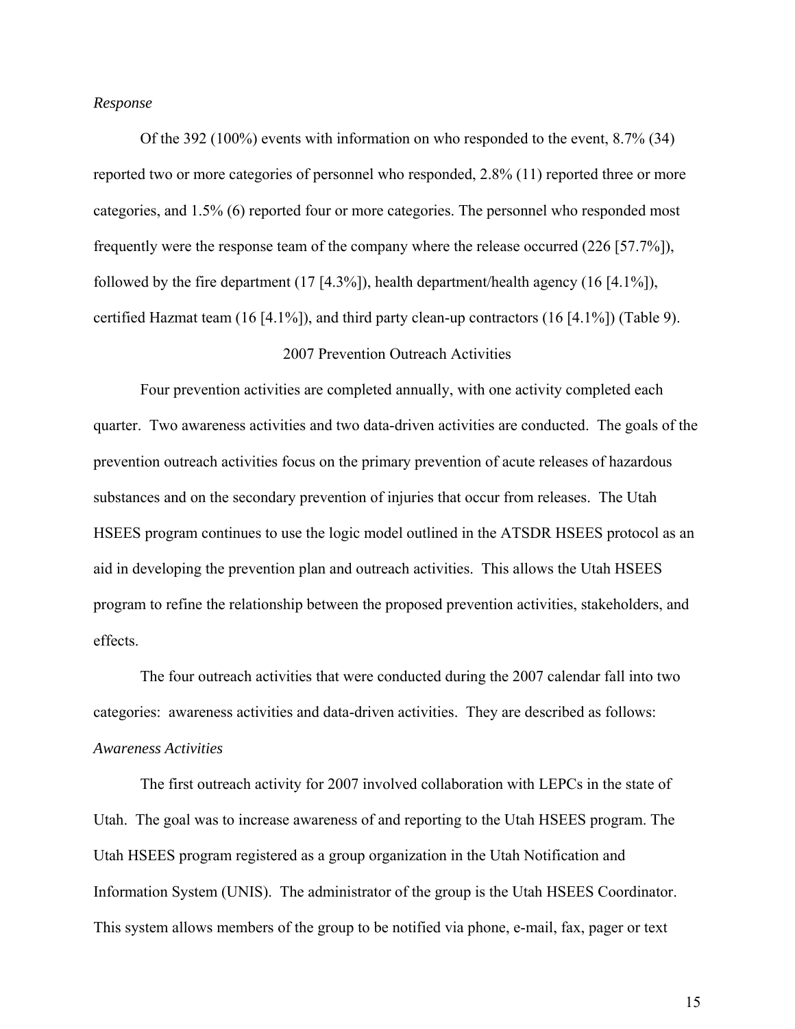*Response*

Of the 392 (100%) events with information on who responded to the event, 8.7% (34) reported two or more categories of personnel who responded, 2.8% (11) reported three or more categories, and 1.5% (6) reported four or more categories. The personnel who responded most frequently were the response team of the company where the release occurred (226 [57.7%]), followed by the fire department (17 [4.3%]), health department/health agency (16 [4.1%]), certified Hazmat team (16 [4.1%]), and third party clean-up contractors (16 [4.1%]) (Table 9).

## 2007 Prevention Outreach Activities

Four prevention activities are completed annually, with one activity completed each quarter. Two awareness activities and two data-driven activities are conducted. The goals of the prevention outreach activities focus on the primary prevention of acute releases of hazardous substances and on the secondary prevention of injuries that occur from releases. The Utah HSEES program continues to use the logic model outlined in the ATSDR HSEES protocol as an aid in developing the prevention plan and outreach activities. This allows the Utah HSEES program to refine the relationship between the proposed prevention activities, stakeholders, and effects.

The four outreach activities that were conducted during the 2007 calendar fall into two categories: awareness activities and data-driven activities. They are described as follows:

*Awareness Activities*

The first outreach activity for 2007 involved collaboration with LEPCs in the state of Utah. The goal was to increase awareness of and reporting to the Utah HSEES program. The Utah HSEES program registered as a group organization in the Utah Notification and Information System (UNIS). The administrator of the group is the Utah HSEES Coordinator. This system allows members of the group to be notified via phone, e-mail, fax, pager or text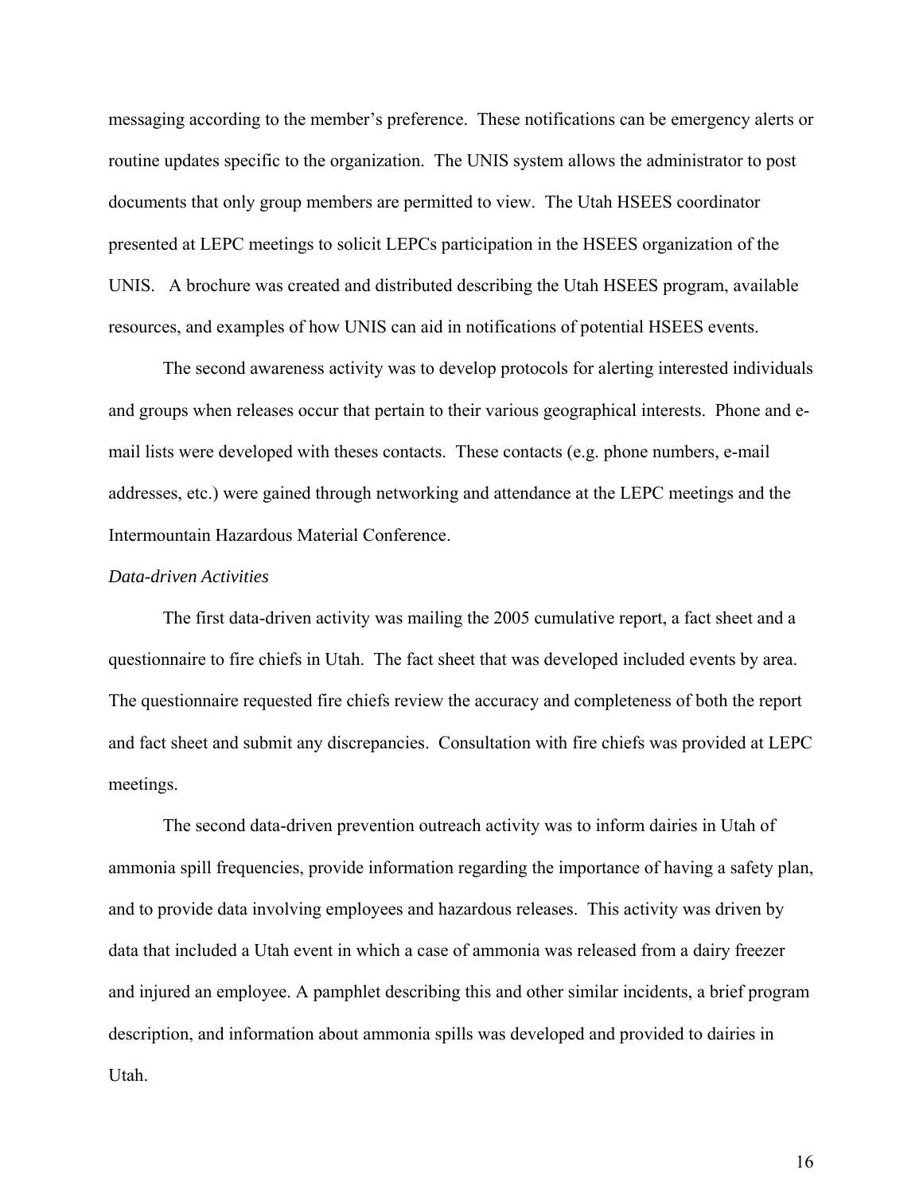messaging according to the member's preference. These notifications can be emergency alerts or routine updates specific to the organization. The UNIS system allows the administrator to post documents that only group members are permitted to view. The Utah HSEES coordinator presented at LEPC meetings to solicit LEPCs participation in the HSEES organization of the UNIS. A brochure was created and distributed describing the Utah HSEES program, available resources, and examples of how UNIS can aid in notifications of potential HSEES events.

The second awareness activity was to develop protocols for alerting interested individuals and groups when releases occur that pertain to their various geographical interests. Phone and e-mail lists were developed with theses contacts. These contacts (e.g. phone numbers, e-mail addresses, etc.) were gained through networking and attendance at the LEPC meetings and the Intermountain Hazardous Material Conference.

*Data-driven Activities*

The first data-driven activity was mailing the 2005 cumulative report, a fact sheet and a questionnaire to fire chiefs in Utah. The fact sheet that was developed included events by area. The questionnaire requested fire chiefs review the accuracy and completeness of both the report and fact sheet and submit any discrepancies. Consultation with fire chiefs was provided at LEPC meetings.

The second data-driven prevention outreach activity was to inform dairies in Utah of ammonia spill frequencies, provide information regarding the importance of having a safety plan, and to provide data involving employees and hazardous releases. This activity was driven by data that included a Utah event in which a case of ammonia was released from a dairy freezer and injured an employee. A pamphlet describing this and other similar incidents, a brief program description, and information about ammonia spills was developed and provided to dairies in Utah.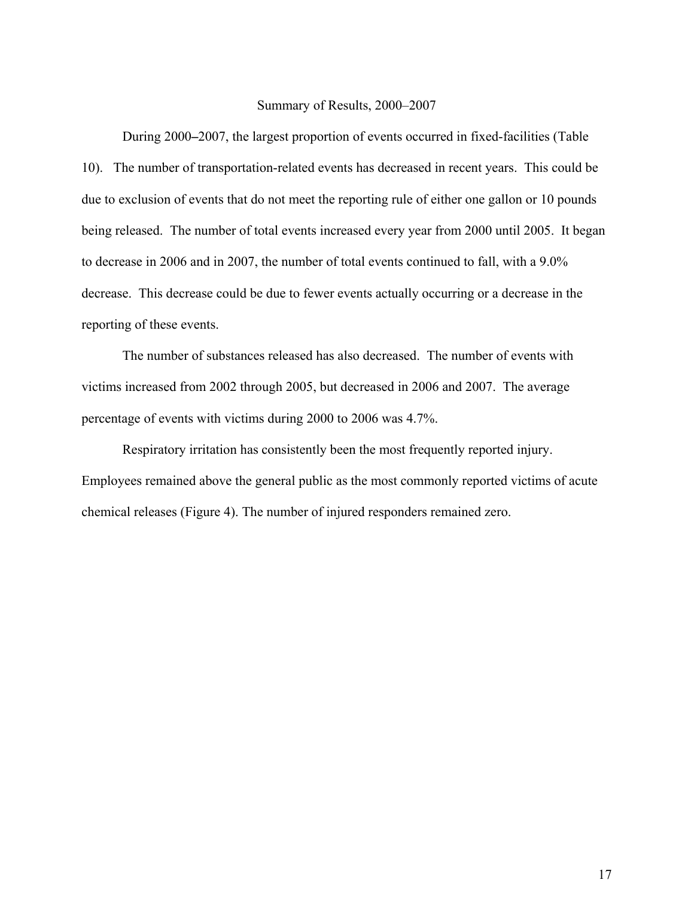## Summary of Results, 2000–2007

During 2000–2007, the largest proportion of events occurred in fixed-facilities (Table 10). The number of transportation-related events has decreased in recent years. This could be due to exclusion of events that do not meet the reporting rule of either one gallon or 10 pounds being released. The number of total events increased every year from 2000 until 2005. It began to decrease in 2006 and in 2007, the number of total events continued to fall, with a 9.0% decrease. This decrease could be due to fewer events actually occurring or a decrease in the reporting of these events.

The number of substances released has also decreased. The number of events with victims increased from 2002 through 2005, but decreased in 2006 and 2007. The average percentage of events with victims during 2000 to 2006 was 4.7%.

Respiratory irritation has consistently been the most frequently reported injury. Employees remained above the general public as the most commonly reported victims of acute chemical releases (Figure 4). The number of injured responders remained zero.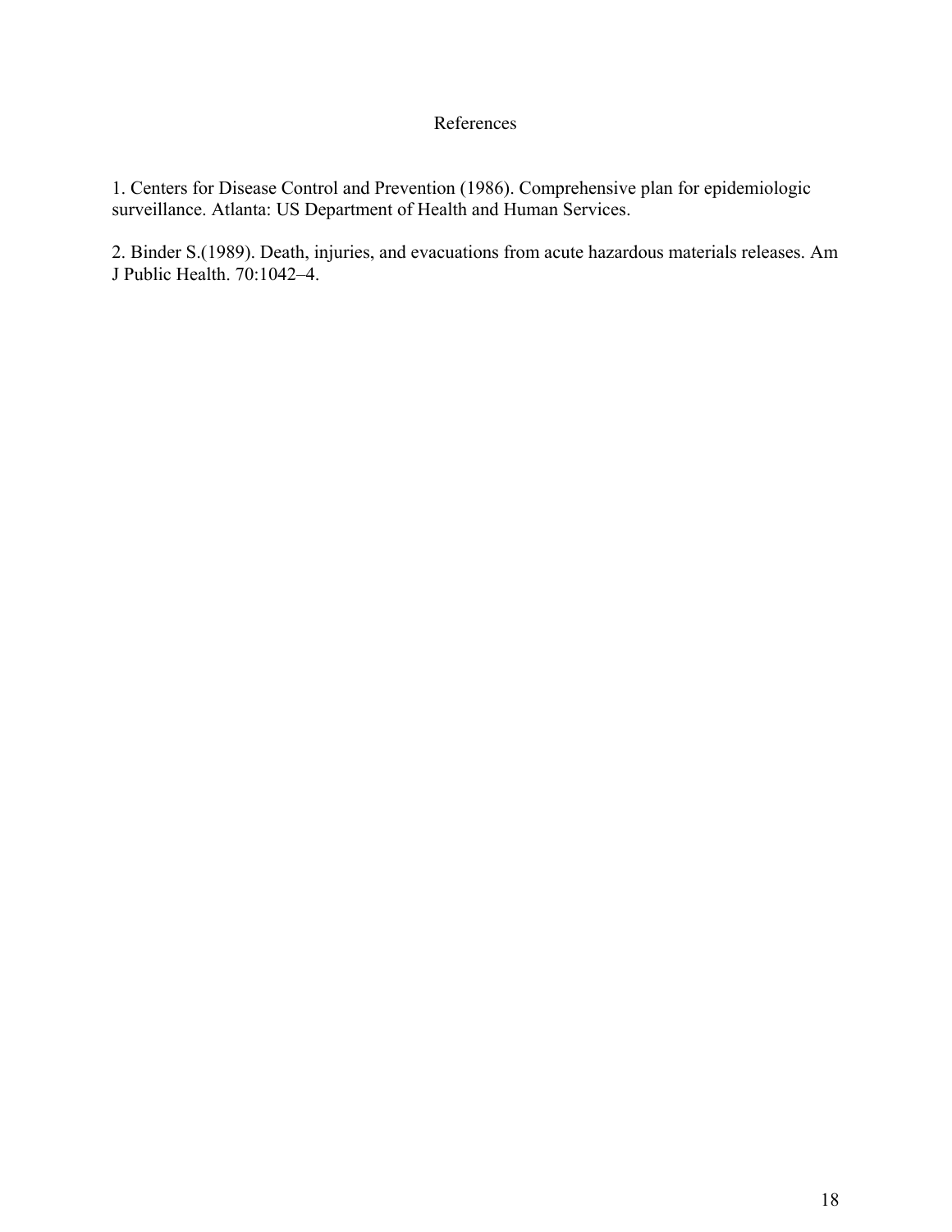# References

1. Centers for Disease Control and Prevention (1986). Comprehensive plan for epidemiologic surveillance. Atlanta: US Department of Health and Human Services.

2. Binder S.(1989). Death, injuries, and evacuations from acute hazardous materials releases. Am J Public Health. 70:1042–4.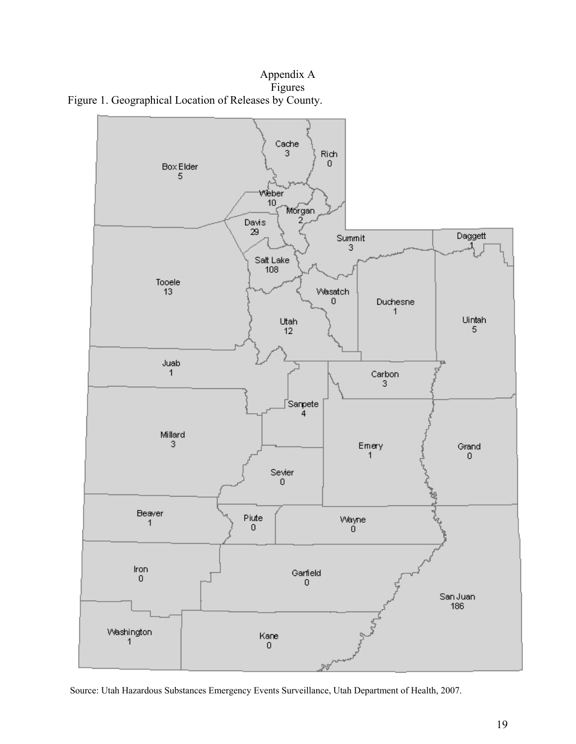# Appendix A

## Figures

Figure 1. Geographical Location of Releases by County.

Source: Utah Hazardous Substances Emergency Events Surveillance, Utah Department of Health, 2007.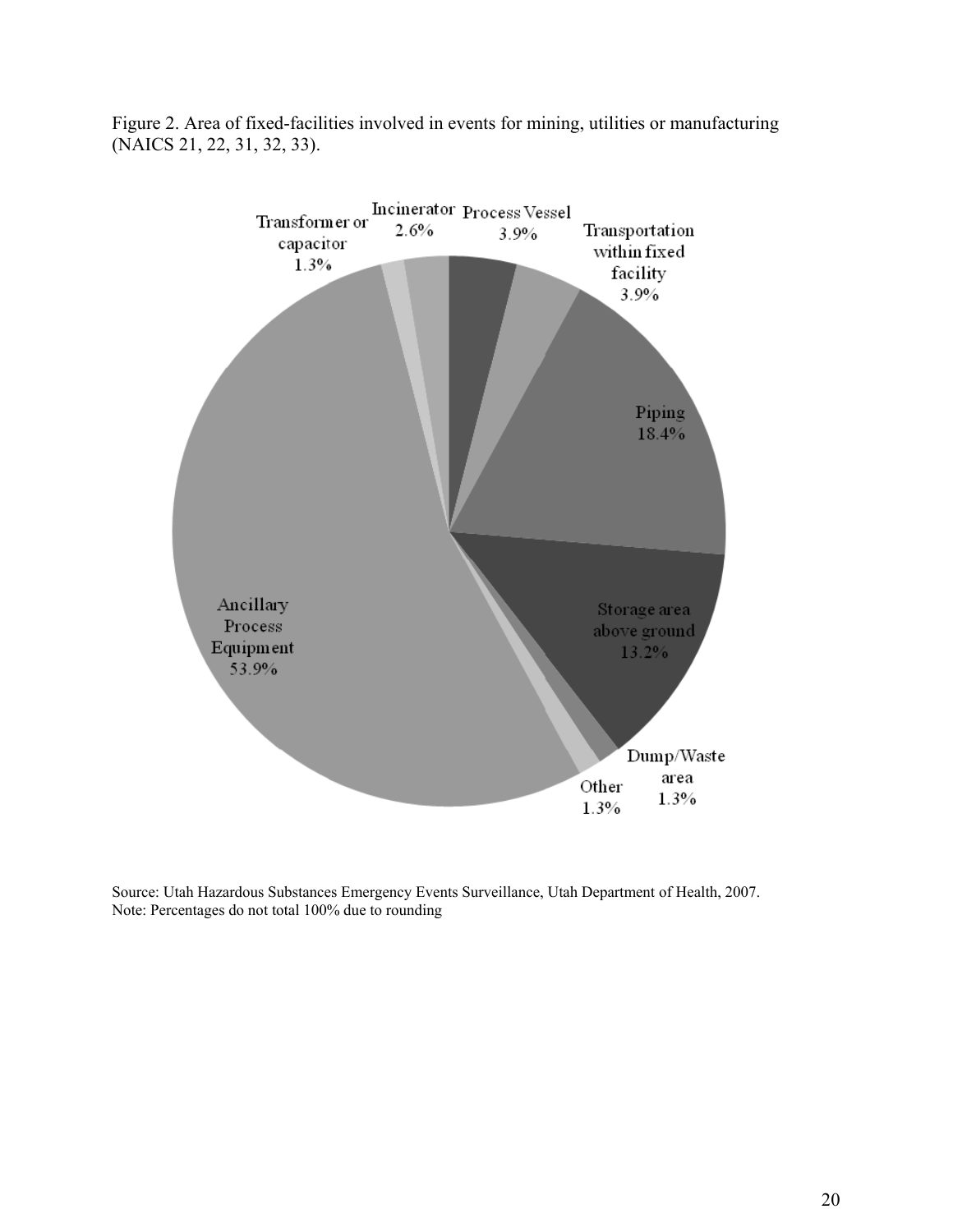Figure 2. Area of fixed-facilities involved in events for mining, utilities or manufacturing (NAICS 21, 22, 31, 32, 33).

| Area | Percent |
| --- | --- |
| Ancillary Process Equipment | 53.9% |
| Piping | 18.4% |
| Storage area above ground | 13.2% |
| Process Vessel | 3.9% |
| Transportation within fixed facility | 3.9% |
| Incinerator | 2.6% |
| Transformer or capacitor | 1.3% |
| Dump/Waste area | 1.3% |
| Other | 1.3% |

Source: Utah Hazardous Substances Emergency Events Surveillance, Utah Department of Health, 2007.
Note: Percentages do not total 100% due to rounding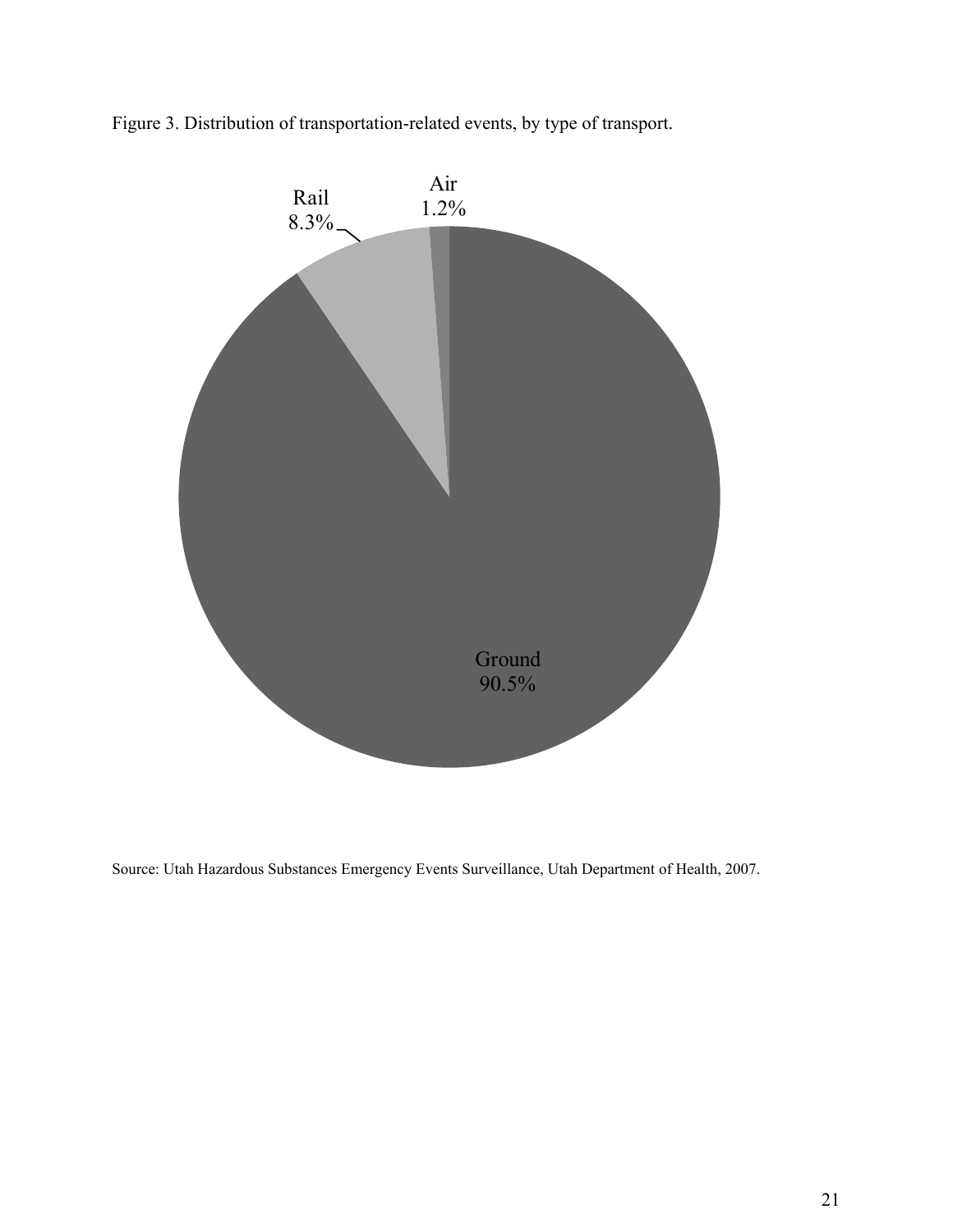Figure 3. Distribution of transportation-related events, by type of transport.

Air 1.2%

Rail 8.3%

Ground 90.5%

Source: Utah Hazardous Substances Emergency Events Surveillance, Utah Department of Health, 2007.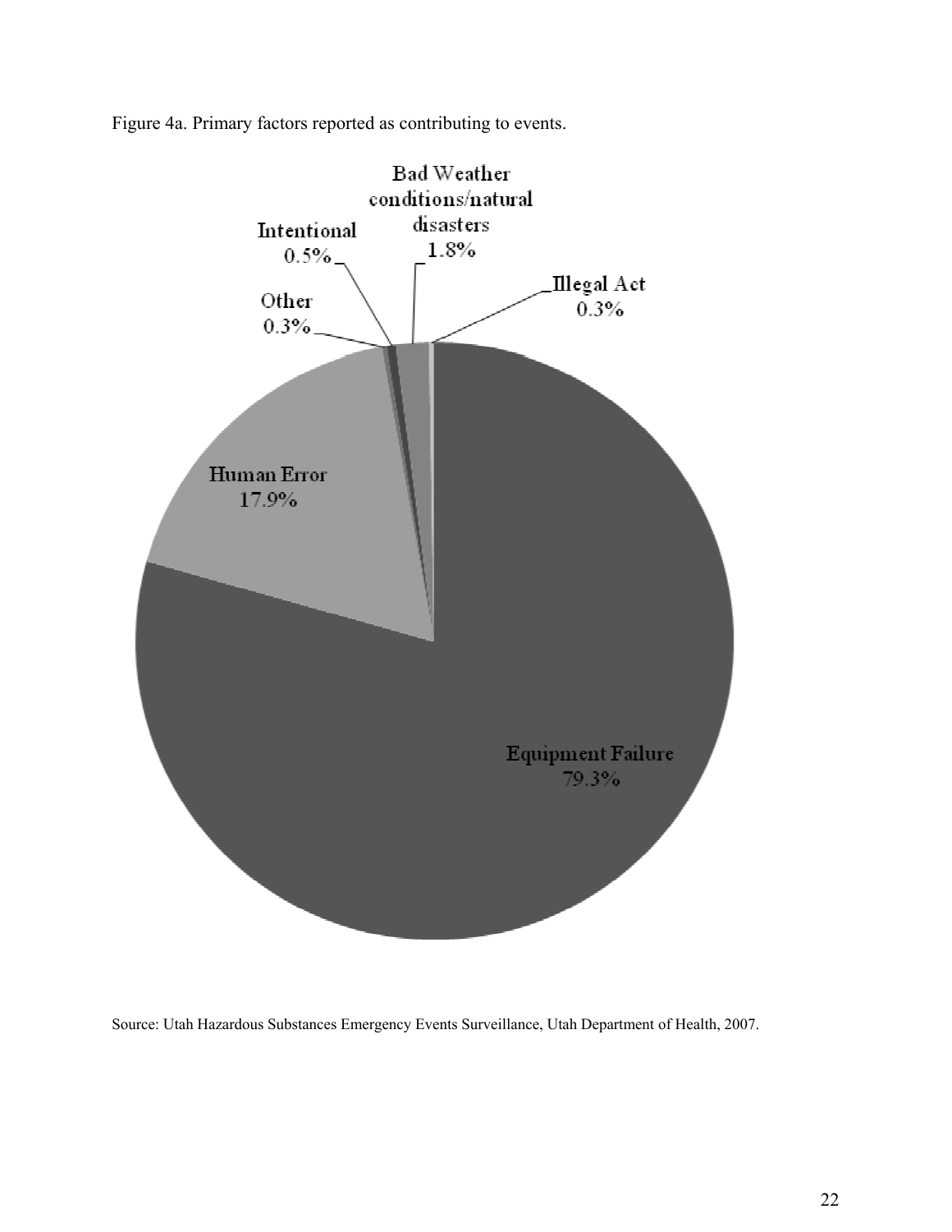Figure 4a. Primary factors reported as contributing to events.

| Factor | Percent |
| --- | --- |
| Equipment Failure | 79.3% |
| Human Error | 17.9% |
| Bad Weather conditions/natural disasters | 1.8% |
| Intentional | 0.5% |
| Other | 0.3% |
| Illegal Act | 0.3% |

Source: Utah Hazardous Substances Emergency Events Surveillance, Utah Department of Health, 2007.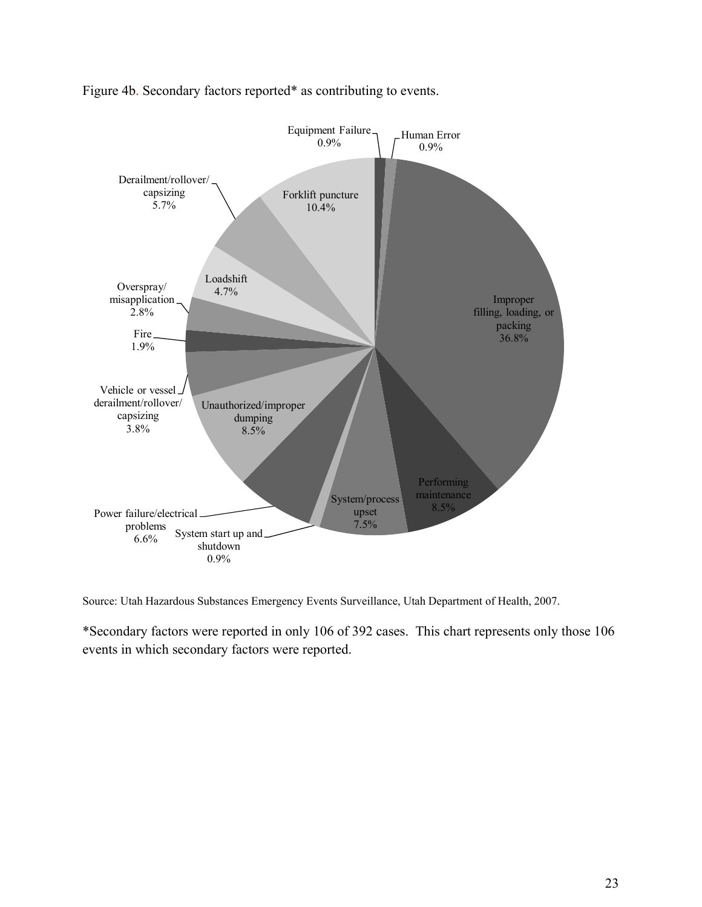Figure 4b. Secondary factors reported* as contributing to events.

| Secondary factor | Percent |
|---|---|
| Equipment Failure | 0.9% |
| Human Error | 0.9% |
| Improper filling, loading, or packing | 36.8% |
| Performing maintenance | 8.5% |
| System/process upset | 7.5% |
| System start up and shutdown | 0.9% |
| Power failure/electrical problems | 6.6% |
| Unauthorized/improper dumping | 8.5% |
| Vehicle or vessel derailment/rollover/capsizing | 3.8% |
| Fire | 1.9% |
| Overspray/misapplication | 2.8% |
| Loadshift | 4.7% |
| Derailment/rollover/capsizing | 5.7% |
| Forklift puncture | 10.4% |

Source: Utah Hazardous Substances Emergency Events Surveillance, Utah Department of Health, 2007.

*Secondary factors were reported in only 106 of 392 cases. This chart represents only those 106 events in which secondary factors were reported.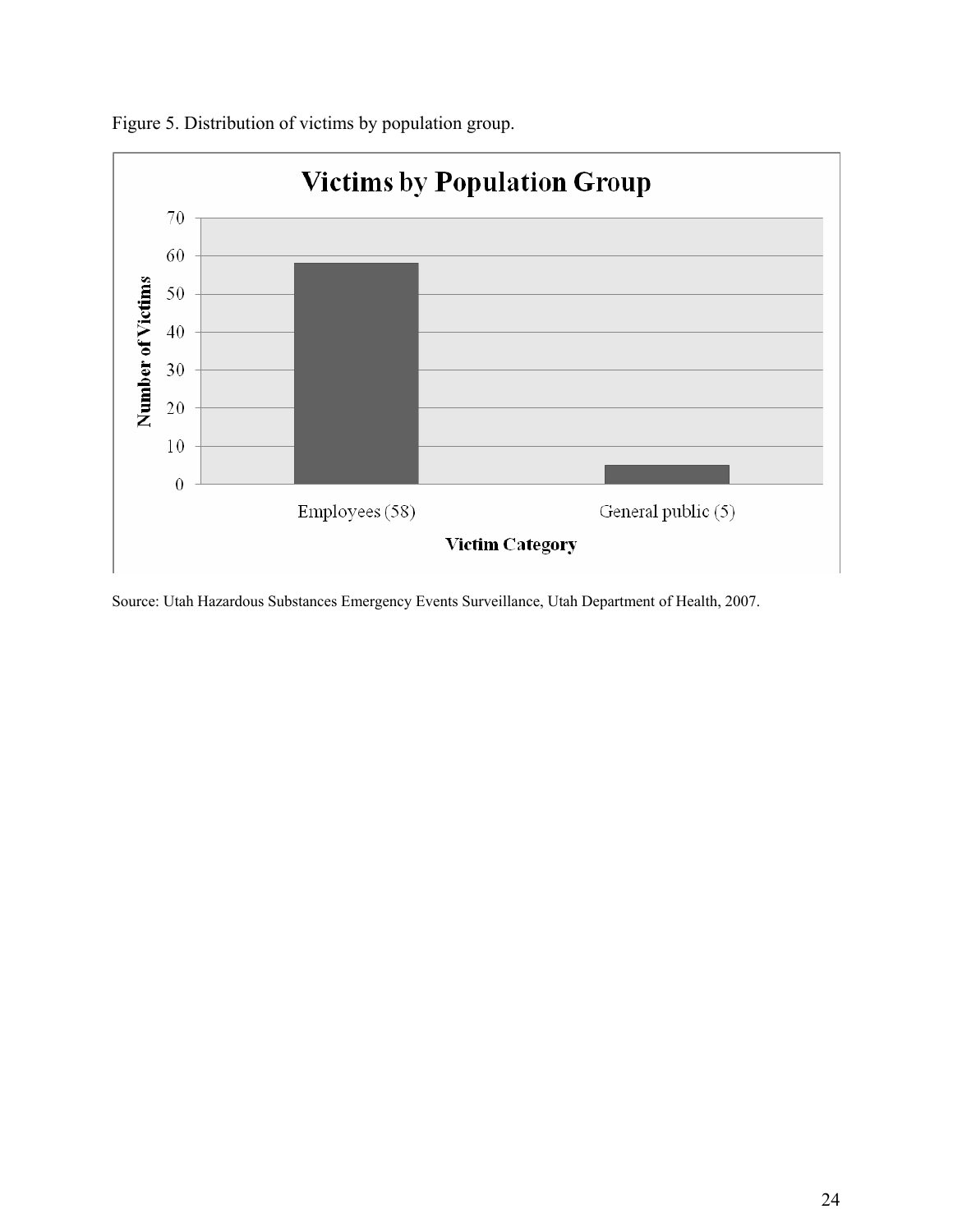Figure 5. Distribution of victims by population group.

Source: Utah Hazardous Substances Emergency Events Surveillance, Utah Department of Health, 2007.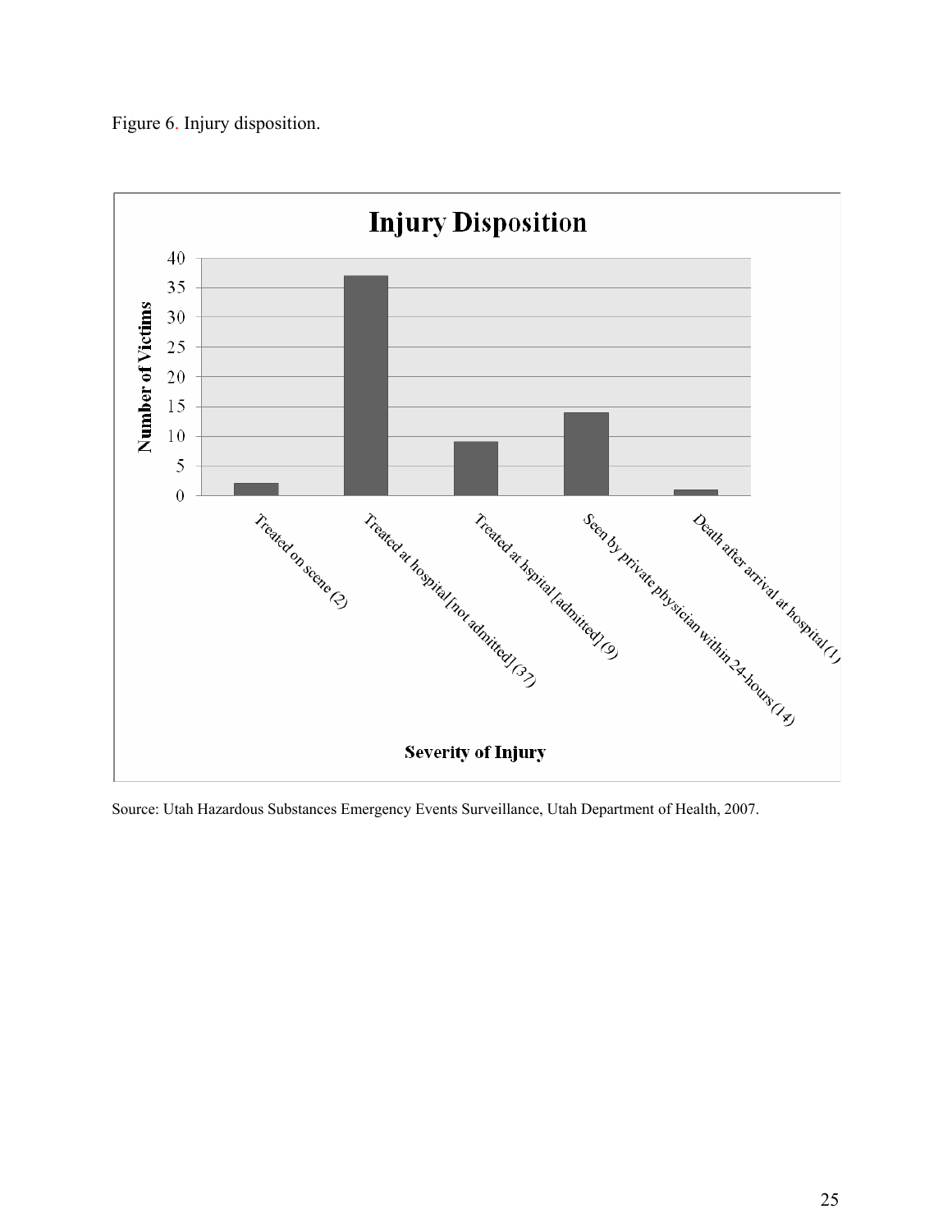Figure 6. Injury disposition.

**Injury Disposition**

| Severity of Injury | Number of Victims |
|---|---|
| Treated on scene | 2 |
| Treated at hospital [not admitted] | 37 |
| Treated at hspital [admitted] | 9 |
| Seen by private physician within 24-hours | 14 |
| Death after arrival at hospital | 1 |

Source: Utah Hazardous Substances Emergency Events Surveillance, Utah Department of Health, 2007.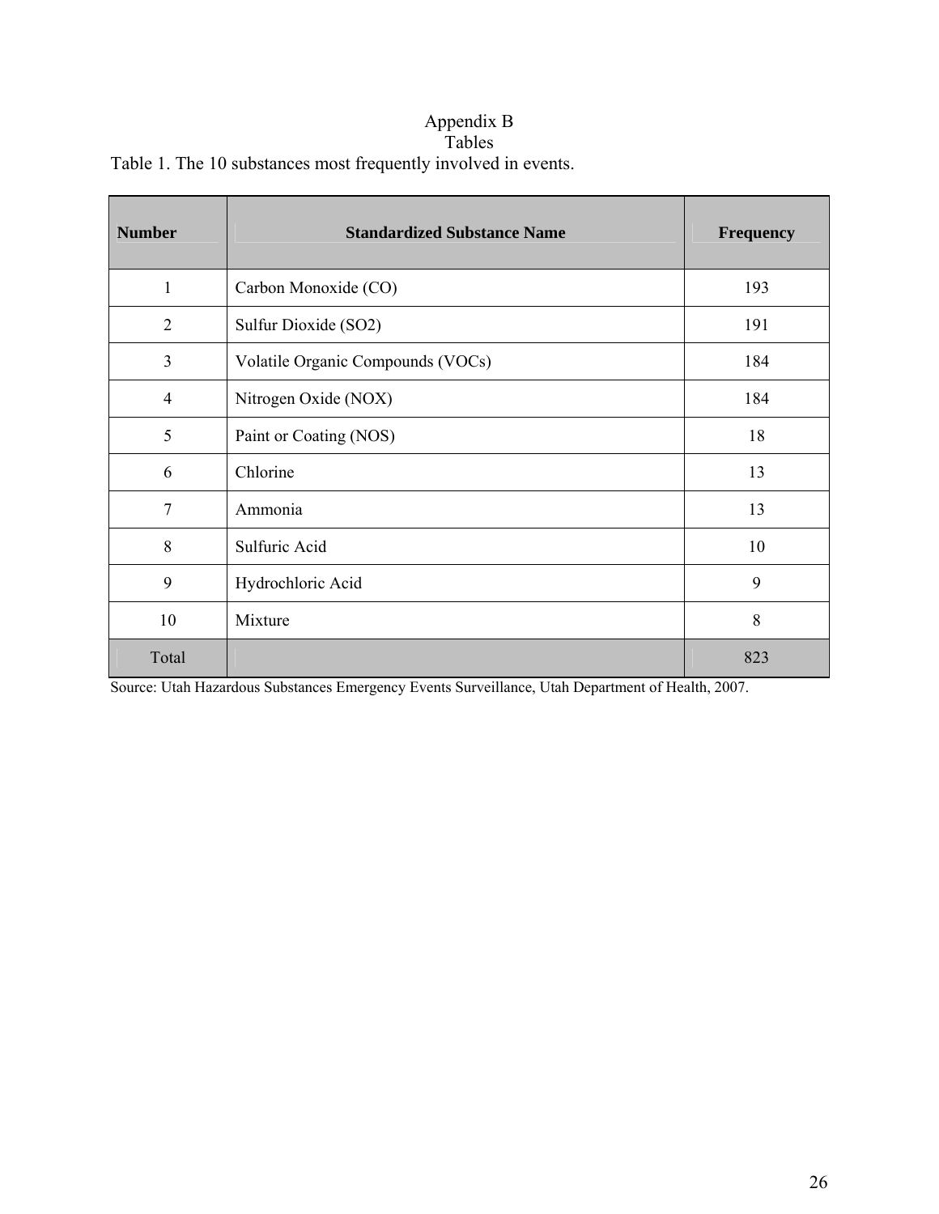# Appendix B

## Tables

Table 1. The 10 substances most frequently involved in events.

| Number | Standardized Substance Name | Frequency |
|---|---|---|
| 1 | Carbon Monoxide (CO) | 193 |
| 2 | Sulfur Dioxide (SO2) | 191 |
| 3 | Volatile Organic Compounds (VOCs) | 184 |
| 4 | Nitrogen Oxide (NOX) | 184 |
| 5 | Paint or Coating (NOS) | 18 |
| 6 | Chlorine | 13 |
| 7 | Ammonia | 13 |
| 8 | Sulfuric Acid | 10 |
| 9 | Hydrochloric Acid | 9 |
| 10 | Mixture | 8 |
| Total | | 823 |

Source: Utah Hazardous Substances Emergency Events Surveillance, Utah Department of Health, 2007.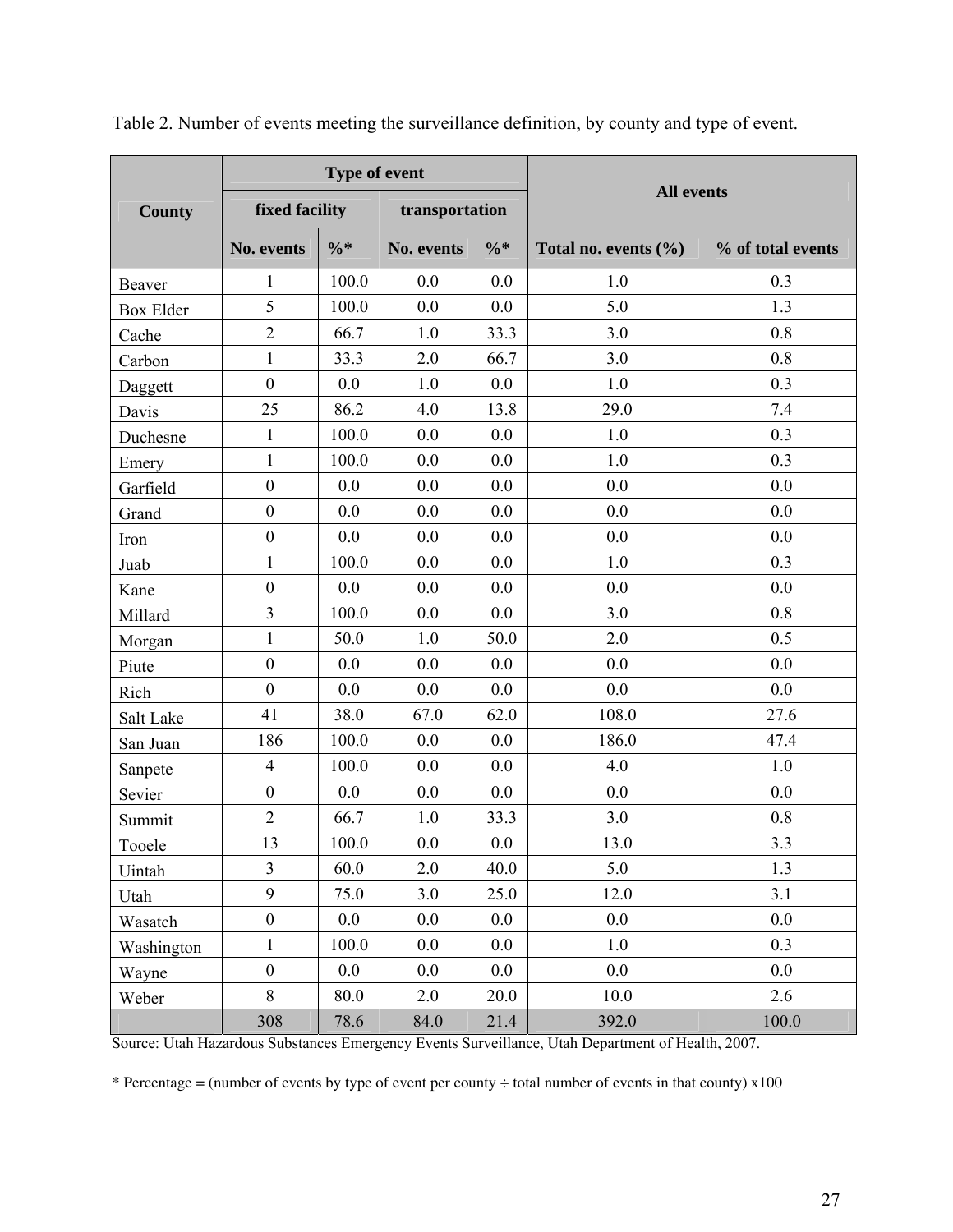Table 2. Number of events meeting the surveillance definition, by county and type of event.

| County | Type of event | | | | All events | |
|---|---|---|---|---|---|---|
| | fixed facility | | transportation | | | |
| | No. events | %* | No. events | %* | Total no. events (%) | % of total events |
| Beaver | 1 | 100.0 | 0.0 | 0.0 | 1.0 | 0.3 |
| Box Elder | 5 | 100.0 | 0.0 | 0.0 | 5.0 | 1.3 |
| Cache | 2 | 66.7 | 1.0 | 33.3 | 3.0 | 0.8 |
| Carbon | 1 | 33.3 | 2.0 | 66.7 | 3.0 | 0.8 |
| Daggett | 0 | 0.0 | 1.0 | 0.0 | 1.0 | 0.3 |
| Davis | 25 | 86.2 | 4.0 | 13.8 | 29.0 | 7.4 |
| Duchesne | 1 | 100.0 | 0.0 | 0.0 | 1.0 | 0.3 |
| Emery | 1 | 100.0 | 0.0 | 0.0 | 1.0 | 0.3 |
| Garfield | 0 | 0.0 | 0.0 | 0.0 | 0.0 | 0.0 |
| Grand | 0 | 0.0 | 0.0 | 0.0 | 0.0 | 0.0 |
| Iron | 0 | 0.0 | 0.0 | 0.0 | 0.0 | 0.0 |
| Juab | 1 | 100.0 | 0.0 | 0.0 | 1.0 | 0.3 |
| Kane | 0 | 0.0 | 0.0 | 0.0 | 0.0 | 0.0 |
| Millard | 3 | 100.0 | 0.0 | 0.0 | 3.0 | 0.8 |
| Morgan | 1 | 50.0 | 1.0 | 50.0 | 2.0 | 0.5 |
| Piute | 0 | 0.0 | 0.0 | 0.0 | 0.0 | 0.0 |
| Rich | 0 | 0.0 | 0.0 | 0.0 | 0.0 | 0.0 |
| Salt Lake | 41 | 38.0 | 67.0 | 62.0 | 108.0 | 27.6 |
| San Juan | 186 | 100.0 | 0.0 | 0.0 | 186.0 | 47.4 |
| Sanpete | 4 | 100.0 | 0.0 | 0.0 | 4.0 | 1.0 |
| Sevier | 0 | 0.0 | 0.0 | 0.0 | 0.0 | 0.0 |
| Summit | 2 | 66.7 | 1.0 | 33.3 | 3.0 | 0.8 |
| Tooele | 13 | 100.0 | 0.0 | 0.0 | 13.0 | 3.3 |
| Uintah | 3 | 60.0 | 2.0 | 40.0 | 5.0 | 1.3 |
| Utah | 9 | 75.0 | 3.0 | 25.0 | 12.0 | 3.1 |
| Wasatch | 0 | 0.0 | 0.0 | 0.0 | 0.0 | 0.0 |
| Washington | 1 | 100.0 | 0.0 | 0.0 | 1.0 | 0.3 |
| Wayne | 0 | 0.0 | 0.0 | 0.0 | 0.0 | 0.0 |
| Weber | 8 | 80.0 | 2.0 | 20.0 | 10.0 | 2.6 |
| | 308 | 78.6 | 84.0 | 21.4 | 392.0 | 100.0 |

Source: Utah Hazardous Substances Emergency Events Surveillance, Utah Department of Health, 2007.

* Percentage = (number of events by type of event per county ÷ total number of events in that county) x100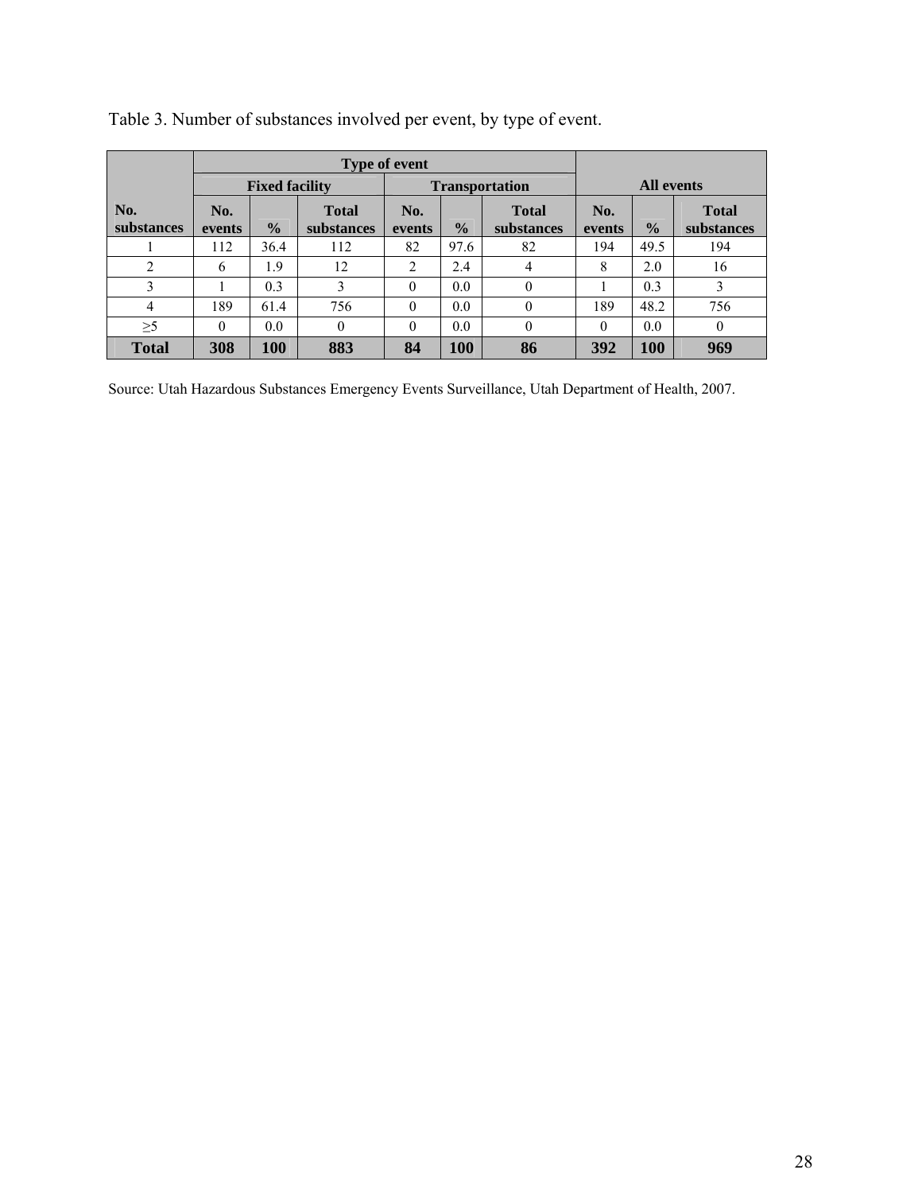Table 3. Number of substances involved per event, by type of event.

| | Type of event | | | | | | | | |
|---|---|---|---|---|---|---|---|---|---|
| | Fixed facility | | | Transportation | | | All events | | |
| No. substances | No. events | % | Total substances | No. events | % | Total substances | No. events | % | Total substances |
| 1 | 112 | 36.4 | 112 | 82 | 97.6 | 82 | 194 | 49.5 | 194 |
| 2 | 6 | 1.9 | 12 | 2 | 2.4 | 4 | 8 | 2.0 | 16 |
| 3 | 1 | 0.3 | 3 | 0 | 0.0 | 0 | 1 | 0.3 | 3 |
| 4 | 189 | 61.4 | 756 | 0 | 0.0 | 0 | 189 | 48.2 | 756 |
| ≥5 | 0 | 0.0 | 0 | 0 | 0.0 | 0 | 0 | 0.0 | 0 |
| **Total** | **308** | **100** | **883** | **84** | **100** | **86** | **392** | **100** | **969** |

Source: Utah Hazardous Substances Emergency Events Surveillance, Utah Department of Health, 2007.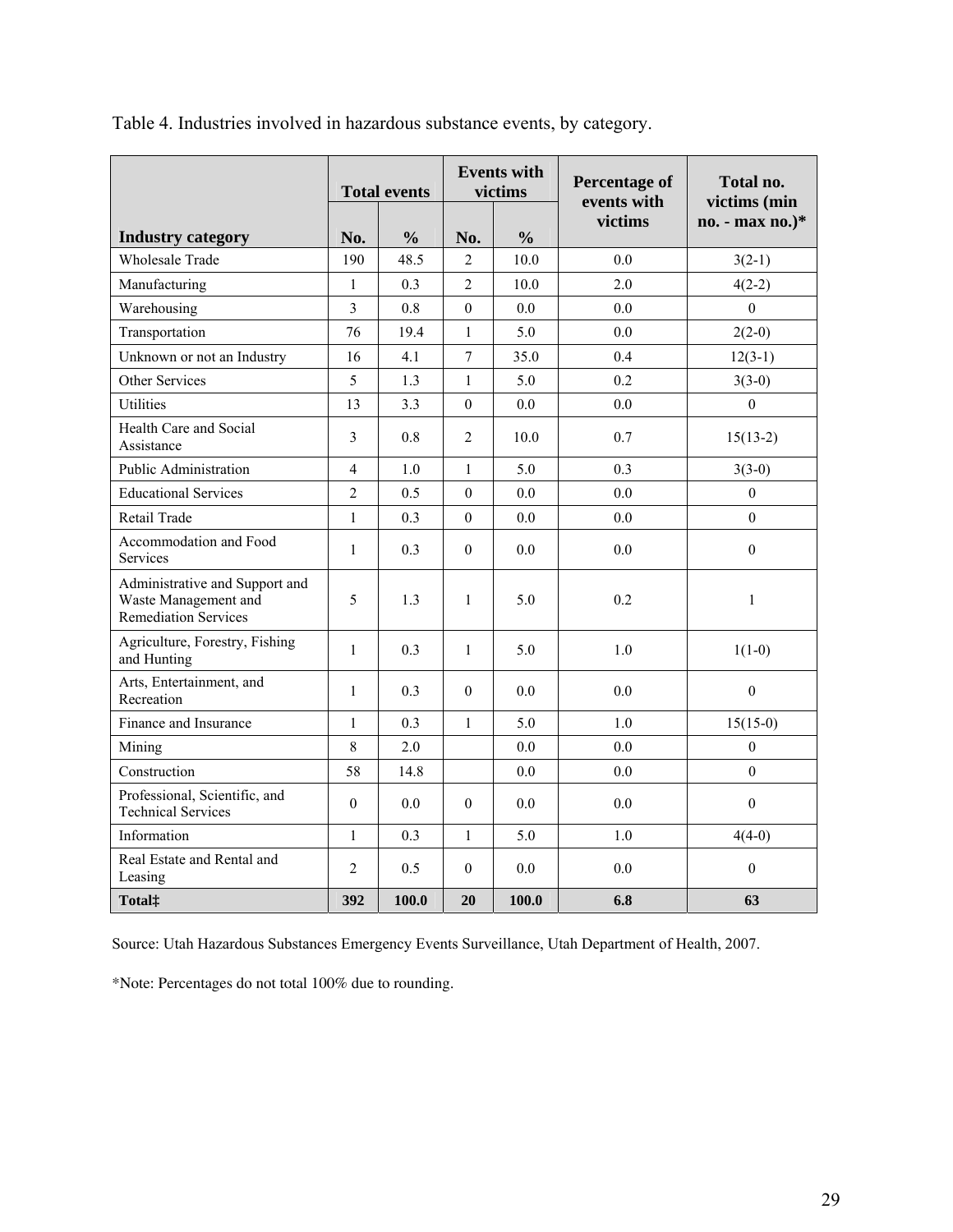Table 4. Industries involved in hazardous substance events, by category.

| Industry category | Total events | | Events with victims | | Percentage of events with victims | Total no. victims (min no. - max no.)* |
|---|---|---|---|---|---|---|
| | No. | % | No. | % | | |
| Wholesale Trade | 190 | 48.5 | 2 | 10.0 | 0.0 | 3(2-1) |
| Manufacturing | 1 | 0.3 | 2 | 10.0 | 2.0 | 4(2-2) |
| Warehousing | 3 | 0.8 | 0 | 0.0 | 0.0 | 0 |
| Transportation | 76 | 19.4 | 1 | 5.0 | 0.0 | 2(2-0) |
| Unknown or not an Industry | 16 | 4.1 | 7 | 35.0 | 0.4 | 12(3-1) |
| Other Services | 5 | 1.3 | 1 | 5.0 | 0.2 | 3(3-0) |
| Utilities | 13 | 3.3 | 0 | 0.0 | 0.0 | 0 |
| Health Care and Social Assistance | 3 | 0.8 | 2 | 10.0 | 0.7 | 15(13-2) |
| Public Administration | 4 | 1.0 | 1 | 5.0 | 0.3 | 3(3-0) |
| Educational Services | 2 | 0.5 | 0 | 0.0 | 0.0 | 0 |
| Retail Trade | 1 | 0.3 | 0 | 0.0 | 0.0 | 0 |
| Accommodation and Food Services | 1 | 0.3 | 0 | 0.0 | 0.0 | 0 |
| Administrative and Support and Waste Management and Remediation Services | 5 | 1.3 | 1 | 5.0 | 0.2 | 1 |
| Agriculture, Forestry, Fishing and Hunting | 1 | 0.3 | 1 | 5.0 | 1.0 | 1(1-0) |
| Arts, Entertainment, and Recreation | 1 | 0.3 | 0 | 0.0 | 0.0 | 0 |
| Finance and Insurance | 1 | 0.3 | 1 | 5.0 | 1.0 | 15(15-0) |
| Mining | 8 | 2.0 | | 0.0 | 0.0 | 0 |
| Construction | 58 | 14.8 | | 0.0 | 0.0 | 0 |
| Professional, Scientific, and Technical Services | 0 | 0.0 | 0 | 0.0 | 0.0 | 0 |
| Information | 1 | 0.3 | 1 | 5.0 | 1.0 | 4(4-0) |
| Real Estate and Rental and Leasing | 2 | 0.5 | 0 | 0.0 | 0.0 | 0 |
| **Total‡** | **392** | **100.0** | **20** | **100.0** | **6.8** | **63** |

Source: Utah Hazardous Substances Emergency Events Surveillance, Utah Department of Health, 2007.

*Note: Percentages do not total 100% due to rounding.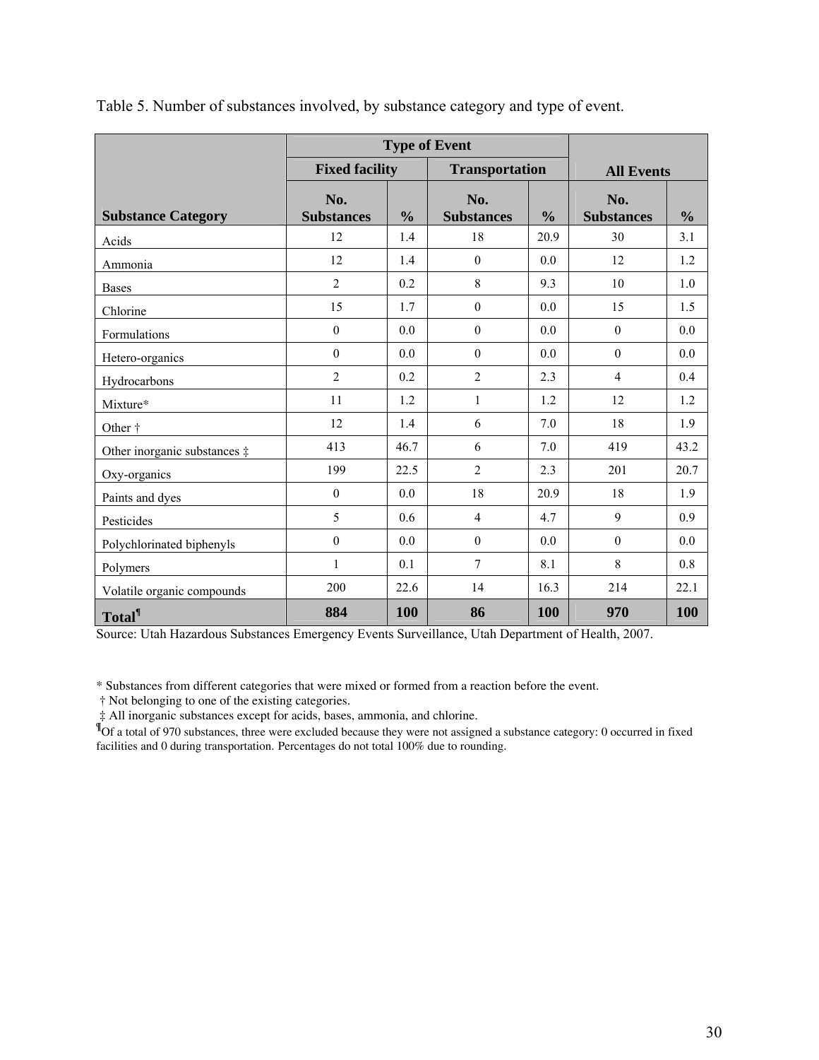Table 5. Number of substances involved, by substance category and type of event.

| | Type of Event | | | | All Events | |
|---|---|---|---|---|---|---|
| | Fixed facility | | Transportation | | | |
| Substance Category | No. Substances | % | No. Substances | % | No. Substances | % |
| Acids | 12 | 1.4 | 18 | 20.9 | 30 | 3.1 |
| Ammonia | 12 | 1.4 | 0 | 0.0 | 12 | 1.2 |
| Bases | 2 | 0.2 | 8 | 9.3 | 10 | 1.0 |
| Chlorine | 15 | 1.7 | 0 | 0.0 | 15 | 1.5 |
| Formulations | 0 | 0.0 | 0 | 0.0 | 0 | 0.0 |
| Hetero-organics | 0 | 0.0 | 0 | 0.0 | 0 | 0.0 |
| Hydrocarbons | 2 | 0.2 | 2 | 2.3 | 4 | 0.4 |
| Mixture* | 11 | 1.2 | 1 | 1.2 | 12 | 1.2 |
| Other † | 12 | 1.4 | 6 | 7.0 | 18 | 1.9 |
| Other inorganic substances ‡ | 413 | 46.7 | 6 | 7.0 | 419 | 43.2 |
| Oxy-organics | 199 | 22.5 | 2 | 2.3 | 201 | 20.7 |
| Paints and dyes | 0 | 0.0 | 18 | 20.9 | 18 | 1.9 |
| Pesticides | 5 | 0.6 | 4 | 4.7 | 9 | 0.9 |
| Polychlorinated biphenyls | 0 | 0.0 | 0 | 0.0 | 0 | 0.0 |
| Polymers | 1 | 0.1 | 7 | 8.1 | 8 | 0.8 |
| Volatile organic compounds | 200 | 22.6 | 14 | 16.3 | 214 | 22.1 |
| **Total¶** | **884** | **100** | **86** | **100** | **970** | **100** |

Source: Utah Hazardous Substances Emergency Events Surveillance, Utah Department of Health, 2007.

\* Substances from different categories that were mixed or formed from a reaction before the event.

† Not belonging to one of the existing categories.

‡ All inorganic substances except for acids, bases, ammonia, and chlorine.

¶Of a total of 970 substances, three were excluded because they were not assigned a substance category: 0 occurred in fixed facilities and 0 during transportation. Percentages do not total 100% due to rounding.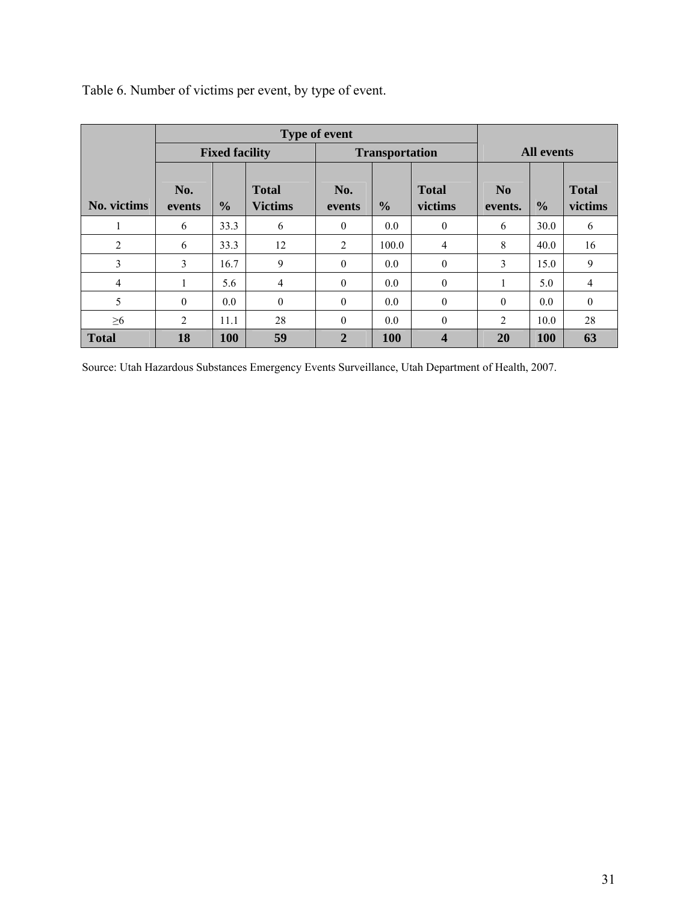Table 6. Number of victims per event, by type of event.

| | Type of event | | | | | | All events | | |
|---|---|---|---|---|---|---|---|---|---|
| | Fixed facility | | | Transportation | | | | | |
| No. victims | No. events | % | Total Victims | No. events | % | Total victims | No events. | % | Total victims |
| 1 | 6 | 33.3 | 6 | 0 | 0.0 | 0 | 6 | 30.0 | 6 |
| 2 | 6 | 33.3 | 12 | 2 | 100.0 | 4 | 8 | 40.0 | 16 |
| 3 | 3 | 16.7 | 9 | 0 | 0.0 | 0 | 3 | 15.0 | 9 |
| 4 | 1 | 5.6 | 4 | 0 | 0.0 | 0 | 1 | 5.0 | 4 |
| 5 | 0 | 0.0 | 0 | 0 | 0.0 | 0 | 0 | 0.0 | 0 |
| ≥6 | 2 | 11.1 | 28 | 0 | 0.0 | 0 | 2 | 10.0 | 28 |
| **Total** | **18** | **100** | **59** | **2** | **100** | **4** | **20** | **100** | **63** |

Source: Utah Hazardous Substances Emergency Events Surveillance, Utah Department of Health, 2007.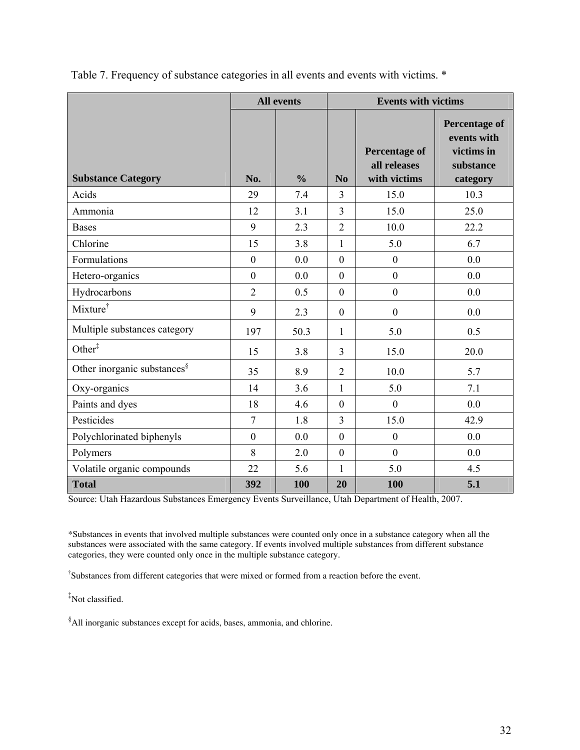Table 7. Frequency of substance categories in all events and events with victims. *

| Substance Category | All events | | Events with victims | | |
|---|---|---|---|---|---|
| | No. | % | No | Percentage of all releases with victims | Percentage of events with victims in substance category |
| Acids | 29 | 7.4 | 3 | 15.0 | 10.3 |
| Ammonia | 12 | 3.1 | 3 | 15.0 | 25.0 |
| Bases | 9 | 2.3 | 2 | 10.0 | 22.2 |
| Chlorine | 15 | 3.8 | 1 | 5.0 | 6.7 |
| Formulations | 0 | 0.0 | 0 | 0 | 0.0 |
| Hetero-organics | 0 | 0.0 | 0 | 0 | 0.0 |
| Hydrocarbons | 2 | 0.5 | 0 | 0 | 0.0 |
| Mixture† | 9 | 2.3 | 0 | 0 | 0.0 |
| Multiple substances category | 197 | 50.3 | 1 | 5.0 | 0.5 |
| Other‡ | 15 | 3.8 | 3 | 15.0 | 20.0 |
| Other inorganic substances§ | 35 | 8.9 | 2 | 10.0 | 5.7 |
| Oxy-organics | 14 | 3.6 | 1 | 5.0 | 7.1 |
| Paints and dyes | 18 | 4.6 | 0 | 0 | 0.0 |
| Pesticides | 7 | 1.8 | 3 | 15.0 | 42.9 |
| Polychlorinated biphenyls | 0 | 0.0 | 0 | 0 | 0.0 |
| Polymers | 8 | 2.0 | 0 | 0 | 0.0 |
| Volatile organic compounds | 22 | 5.6 | 1 | 5.0 | 4.5 |
| **Total** | **392** | **100** | **20** | **100** | **5.1** |

Source: Utah Hazardous Substances Emergency Events Surveillance, Utah Department of Health, 2007.

*Substances in events that involved multiple substances were counted only once in a substance category when all the substances were associated with the same category. If events involved multiple substances from different substance categories, they were counted only once in the multiple substance category.

†Substances from different categories that were mixed or formed from a reaction before the event.

‡Not classified.

§All inorganic substances except for acids, bases, ammonia, and chlorine.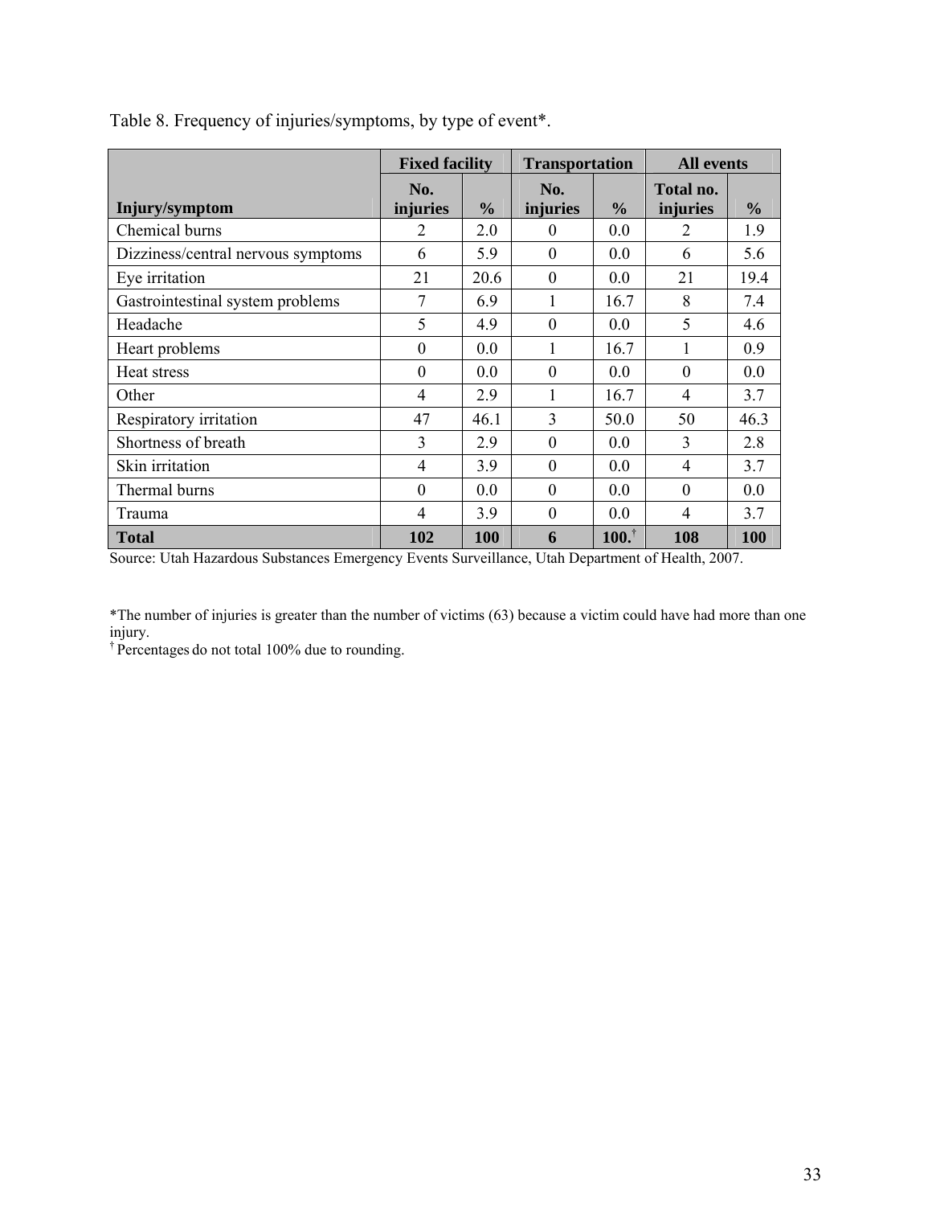Table 8. Frequency of injuries/symptoms, by type of event*.

| Injury/symptom | Fixed facility | | Transportation | | All events | |
|---|---|---|---|---|---|---|
| | No. injuries | % | No. injuries | % | Total no. injuries | % |
| Chemical burns | 2 | 2.0 | 0 | 0.0 | 2 | 1.9 |
| Dizziness/central nervous symptoms | 6 | 5.9 | 0 | 0.0 | 6 | 5.6 |
| Eye irritation | 21 | 20.6 | 0 | 0.0 | 21 | 19.4 |
| Gastrointestinal system problems | 7 | 6.9 | 1 | 16.7 | 8 | 7.4 |
| Headache | 5 | 4.9 | 0 | 0.0 | 5 | 4.6 |
| Heart problems | 0 | 0.0 | 1 | 16.7 | 1 | 0.9 |
| Heat stress | 0 | 0.0 | 0 | 0.0 | 0 | 0.0 |
| Other | 4 | 2.9 | 1 | 16.7 | 4 | 3.7 |
| Respiratory irritation | 47 | 46.1 | 3 | 50.0 | 50 | 46.3 |
| Shortness of breath | 3 | 2.9 | 0 | 0.0 | 3 | 2.8 |
| Skin irritation | 4 | 3.9 | 0 | 0.0 | 4 | 3.7 |
| Thermal burns | 0 | 0.0 | 0 | 0.0 | 0 | 0.0 |
| Trauma | 4 | 3.9 | 0 | 0.0 | 4 | 3.7 |
| **Total** | **102** | **100** | **6** | **100.**† | **108** | **100** |

Source: Utah Hazardous Substances Emergency Events Surveillance, Utah Department of Health, 2007.

*The number of injuries is greater than the number of victims (63) because a victim could have had more than one injury.

† Percentages do not total 100% due to rounding.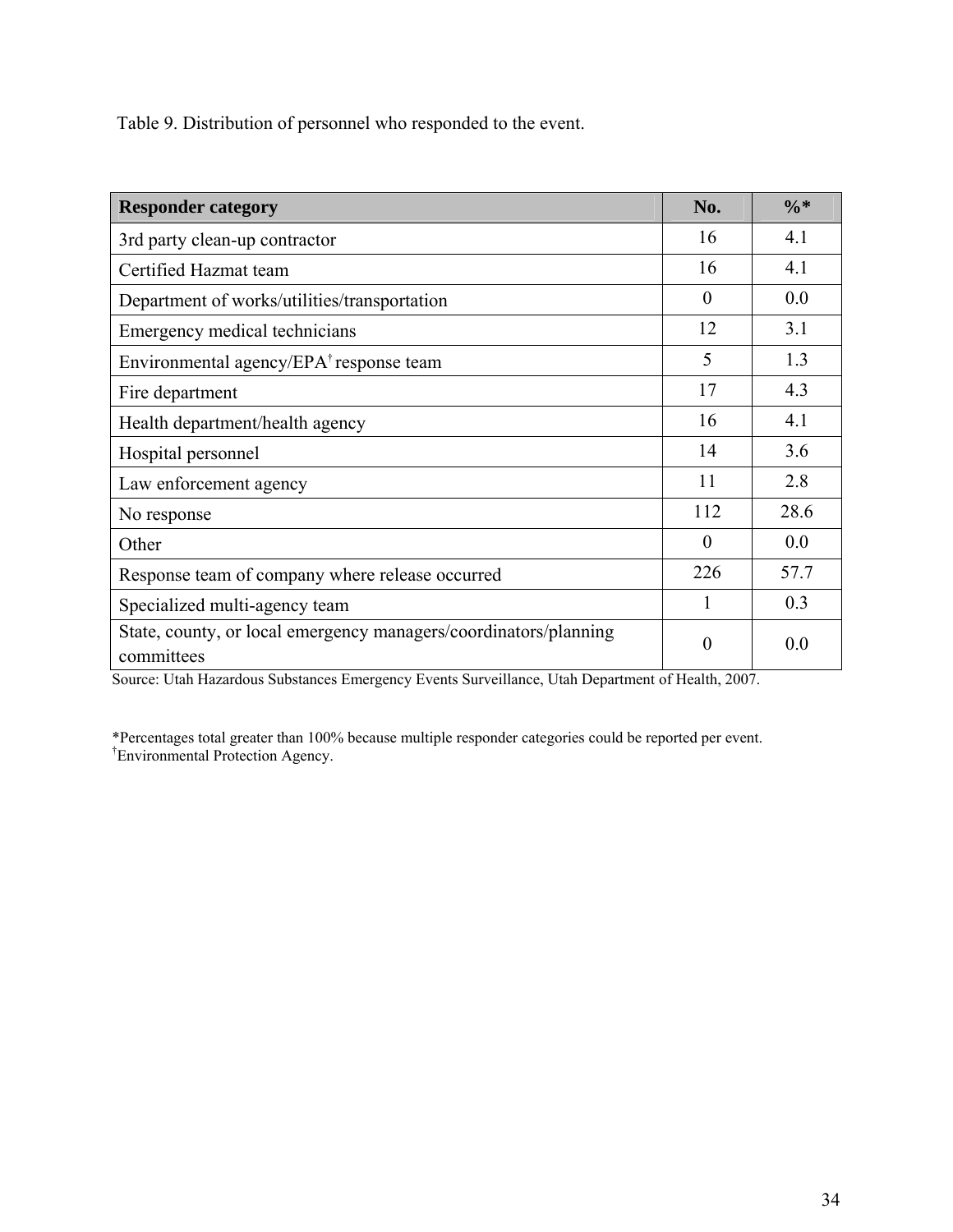Table 9. Distribution of personnel who responded to the event.

| Responder category | No. | %* |
|---|---|---|
| 3rd party clean-up contractor | 16 | 4.1 |
| Certified Hazmat team | 16 | 4.1 |
| Department of works/utilities/transportation | 0 | 0.0 |
| Emergency medical technicians | 12 | 3.1 |
| Environmental agency/EPA† response team | 5 | 1.3 |
| Fire department | 17 | 4.3 |
| Health department/health agency | 16 | 4.1 |
| Hospital personnel | 14 | 3.6 |
| Law enforcement agency | 11 | 2.8 |
| No response | 112 | 28.6 |
| Other | 0 | 0.0 |
| Response team of company where release occurred | 226 | 57.7 |
| Specialized multi-agency team | 1 | 0.3 |
| State, county, or local emergency managers/coordinators/planning committees | 0 | 0.0 |

Source: Utah Hazardous Substances Emergency Events Surveillance, Utah Department of Health, 2007.

*Percentages total greater than 100% because multiple responder categories could be reported per event.
†Environmental Protection Agency.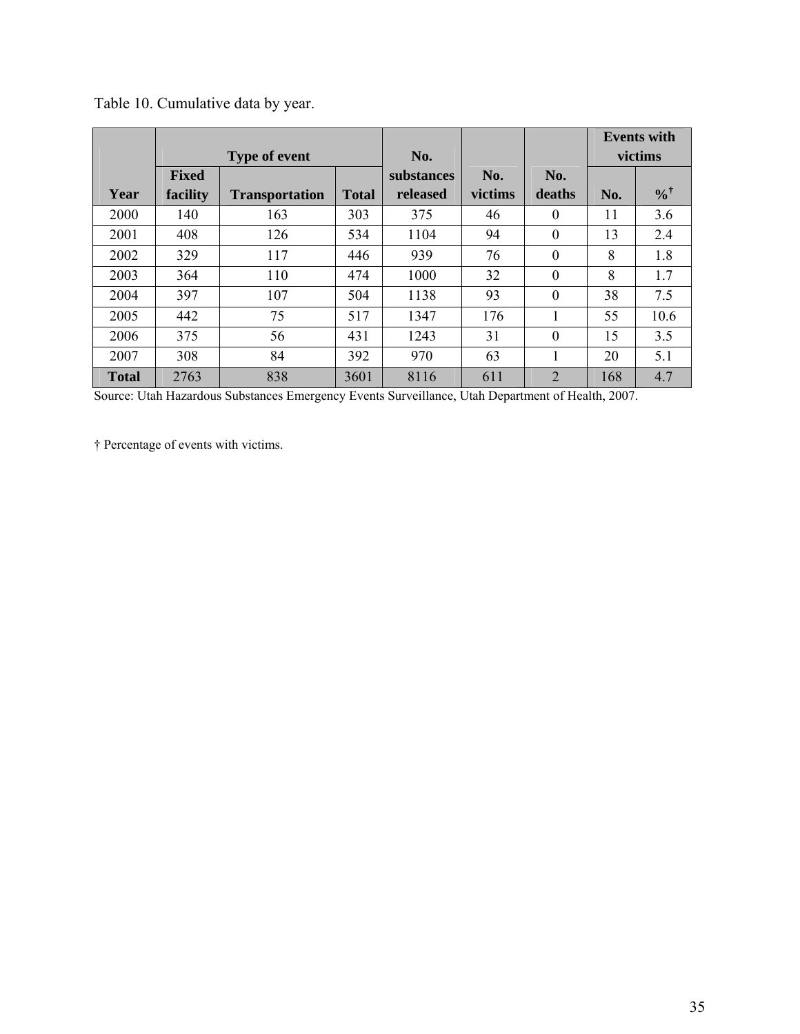Table 10. Cumulative data by year.

| Year | Type of event | | | No. substances released | No. victims | No. deaths | Events with victims | |
|---|---|---|---|---|---|---|---|---|
| | Fixed facility | Transportation | Total | | | | No. | %† |
| 2000 | 140 | 163 | 303 | 375 | 46 | 0 | 11 | 3.6 |
| 2001 | 408 | 126 | 534 | 1104 | 94 | 0 | 13 | 2.4 |
| 2002 | 329 | 117 | 446 | 939 | 76 | 0 | 8 | 1.8 |
| 2003 | 364 | 110 | 474 | 1000 | 32 | 0 | 8 | 1.7 |
| 2004 | 397 | 107 | 504 | 1138 | 93 | 0 | 38 | 7.5 |
| 2005 | 442 | 75 | 517 | 1347 | 176 | 1 | 55 | 10.6 |
| 2006 | 375 | 56 | 431 | 1243 | 31 | 0 | 15 | 3.5 |
| 2007 | 308 | 84 | 392 | 970 | 63 | 1 | 20 | 5.1 |
| **Total** | 2763 | 838 | 3601 | 8116 | 611 | 2 | 168 | 4.7 |

Source: Utah Hazardous Substances Emergency Events Surveillance, Utah Department of Health, 2007.

† Percentage of events with victims.